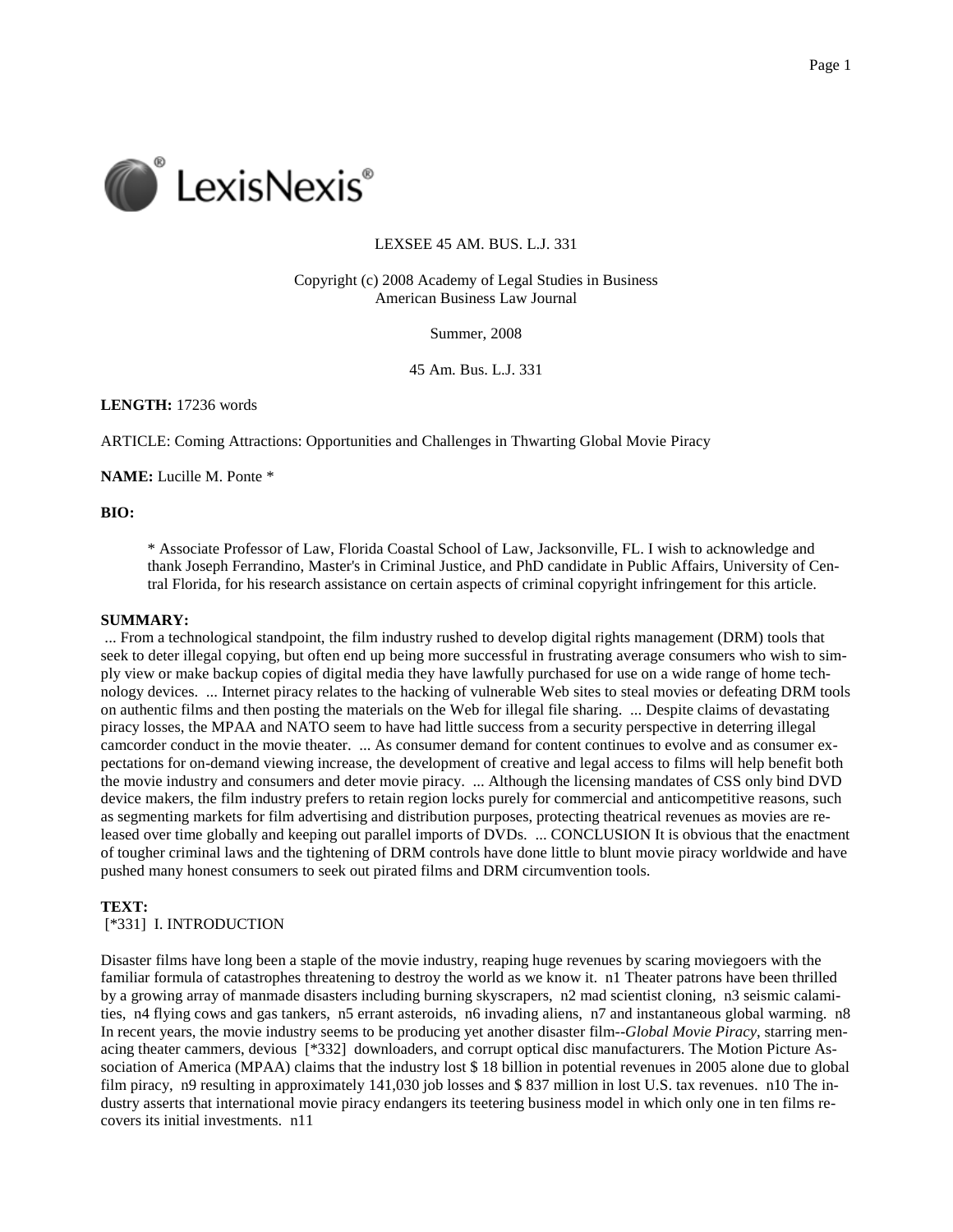LEXSEE 45 AM. BUS. L.J. 331

Copyright (c) 2008 Academy of Legal Studies in Business
American Business Law Journal

Summer, 2008

45 Am. Bus. L.J. 331

**LENGTH:** 17236 words

ARTICLE: Coming Attractions: Opportunities and Challenges in Thwarting Global Movie Piracy

**NAME:** Lucille M. Ponte *

**BIO:**

> * Associate Professor of Law, Florida Coastal School of Law, Jacksonville, FL. I wish to acknowledge and thank Joseph Ferrandino, Master's in Criminal Justice, and PhD candidate in Public Affairs, University of Central Florida, for his research assistance on certain aspects of criminal copyright infringement for this article.

**SUMMARY:**

... From a technological standpoint, the film industry rushed to develop digital rights management (DRM) tools that seek to deter illegal copying, but often end up being more successful in frustrating average consumers who wish to simply view or make backup copies of digital media they have lawfully purchased for use on a wide range of home technology devices. ... Internet piracy relates to the hacking of vulnerable Web sites to steal movies or defeating DRM tools on authentic films and then posting the materials on the Web for illegal file sharing. ... Despite claims of devastating piracy losses, the MPAA and NATO seem to have had little success from a security perspective in deterring illegal camcorder conduct in the movie theater. ... As consumer demand for content continues to evolve and as consumer expectations for on-demand viewing increase, the development of creative and legal access to films will help benefit both the movie industry and consumers and deter movie piracy. ... Although the licensing mandates of CSS only bind DVD device makers, the film industry prefers to retain region locks purely for commercial and anticompetitive reasons, such as segmenting markets for film advertising and distribution purposes, protecting theatrical revenues as movies are released over time globally and keeping out parallel imports of DVDs. ... CONCLUSION It is obvious that the enactment of tougher criminal laws and the tightening of DRM controls have done little to blunt movie piracy worldwide and have pushed many honest consumers to seek out pirated films and DRM circumvention tools.

**TEXT:**

[*331] I. INTRODUCTION

Disaster films have long been a staple of the movie industry, reaping huge revenues by scaring moviegoers with the familiar formula of catastrophes threatening to destroy the world as we know it. n1 Theater patrons have been thrilled by a growing array of manmade disasters including burning skyscrapers, n2 mad scientist cloning, n3 seismic calamities, n4 flying cows and gas tankers, n5 errant asteroids, n6 invading aliens, n7 and instantaneous global warming. n8 In recent years, the movie industry seems to be producing yet another disaster film--*Global Movie Piracy*, starring menacing theater cammers, devious [*332] downloaders, and corrupt optical disc manufacturers. The Motion Picture Association of America (MPAA) claims that the industry lost $ 18 billion in potential revenues in 2005 alone due to global film piracy, n9 resulting in approximately 141,030 job losses and $ 837 million in lost U.S. tax revenues. n10 The industry asserts that international movie piracy endangers its teetering business model in which only one in ten films recovers its initial investments. n11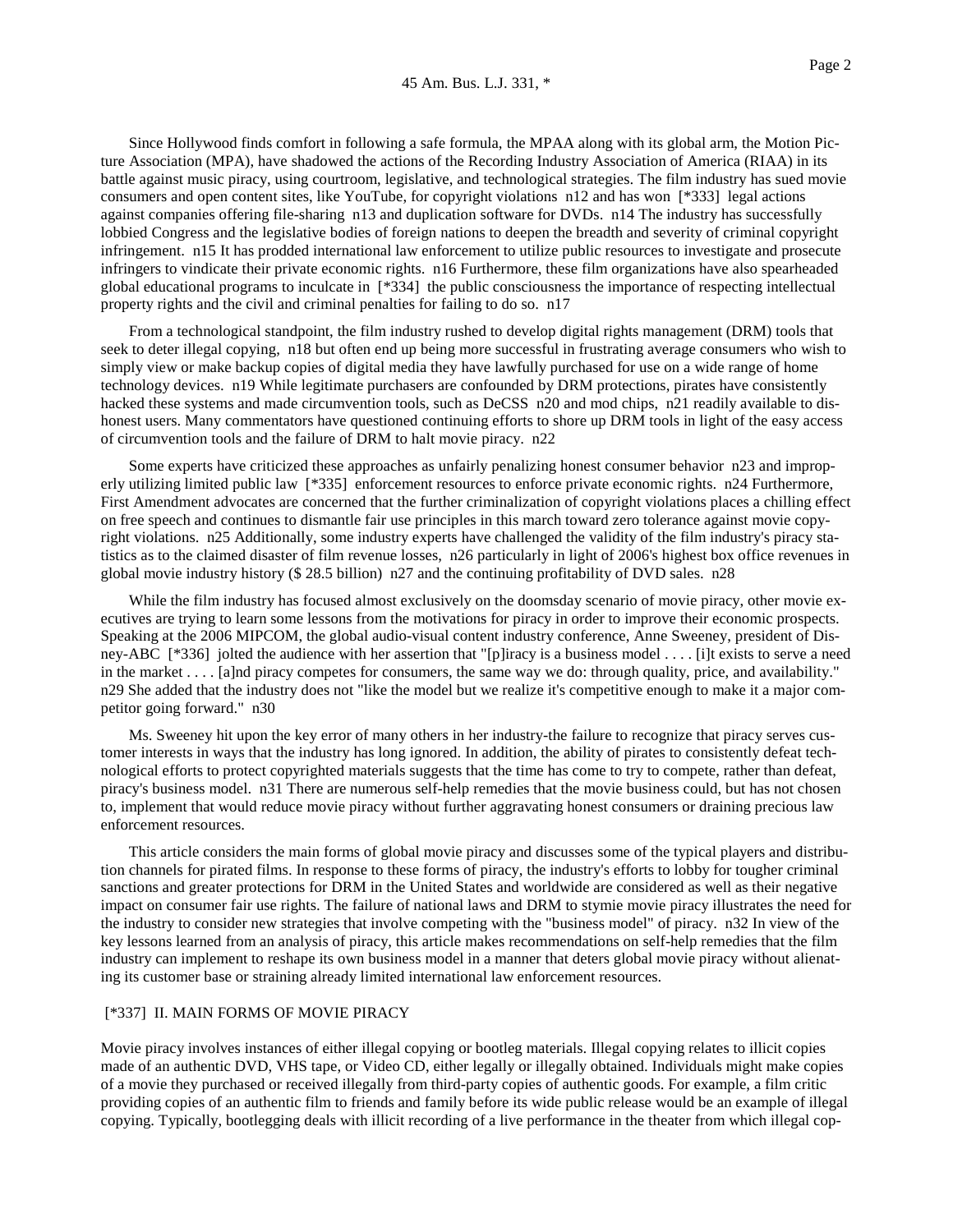Since Hollywood finds comfort in following a safe formula, the MPAA along with its global arm, the Motion Picture Association (MPA), have shadowed the actions of the Recording Industry Association of America (RIAA) in its battle against music piracy, using courtroom, legislative, and technological strategies. The film industry has sued movie consumers and open content sites, like YouTube, for copyright violations n12 and has won [*333] legal actions against companies offering file-sharing n13 and duplication software for DVDs. n14 The industry has successfully lobbied Congress and the legislative bodies of foreign nations to deepen the breadth and severity of criminal copyright infringement. n15 It has prodded international law enforcement to utilize public resources to investigate and prosecute infringers to vindicate their private economic rights. n16 Furthermore, these film organizations have also spearheaded global educational programs to inculcate in [*334] the public consciousness the importance of respecting intellectual property rights and the civil and criminal penalties for failing to do so. n17

From a technological standpoint, the film industry rushed to develop digital rights management (DRM) tools that seek to deter illegal copying, n18 but often end up being more successful in frustrating average consumers who wish to simply view or make backup copies of digital media they have lawfully purchased for use on a wide range of home technology devices. n19 While legitimate purchasers are confounded by DRM protections, pirates have consistently hacked these systems and made circumvention tools, such as DeCSS n20 and mod chips, n21 readily available to dishonest users. Many commentators have questioned continuing efforts to shore up DRM tools in light of the easy access of circumvention tools and the failure of DRM to halt movie piracy. n22

Some experts have criticized these approaches as unfairly penalizing honest consumer behavior n23 and improperly utilizing limited public law [*335] enforcement resources to enforce private economic rights. n24 Furthermore, First Amendment advocates are concerned that the further criminalization of copyright violations places a chilling effect on free speech and continues to dismantle fair use principles in this march toward zero tolerance against movie copyright violations. n25 Additionally, some industry experts have challenged the validity of the film industry's piracy statistics as to the claimed disaster of film revenue losses, n26 particularly in light of 2006's highest box office revenues in global movie industry history ($ 28.5 billion) n27 and the continuing profitability of DVD sales. n28

While the film industry has focused almost exclusively on the doomsday scenario of movie piracy, other movie executives are trying to learn some lessons from the motivations for piracy in order to improve their economic prospects. Speaking at the 2006 MIPCOM, the global audio-visual content industry conference, Anne Sweeney, president of Disney-ABC [*336] jolted the audience with her assertion that "[p]iracy is a business model . . . . [i]t exists to serve a need in the market . . . . [a]nd piracy competes for consumers, the same way we do: through quality, price, and availability." n29 She added that the industry does not "like the model but we realize it's competitive enough to make it a major competitor going forward." n30

Ms. Sweeney hit upon the key error of many others in her industry-the failure to recognize that piracy serves customer interests in ways that the industry has long ignored. In addition, the ability of pirates to consistently defeat technological efforts to protect copyrighted materials suggests that the time has come to try to compete, rather than defeat, piracy's business model. n31 There are numerous self-help remedies that the movie business could, but has not chosen to, implement that would reduce movie piracy without further aggravating honest consumers or draining precious law enforcement resources.

This article considers the main forms of global movie piracy and discusses some of the typical players and distribution channels for pirated films. In response to these forms of piracy, the industry's efforts to lobby for tougher criminal sanctions and greater protections for DRM in the United States and worldwide are considered as well as their negative impact on consumer fair use rights. The failure of national laws and DRM to stymie movie piracy illustrates the need for the industry to consider new strategies that involve competing with the "business model" of piracy. n32 In view of the key lessons learned from an analysis of piracy, this article makes recommendations on self-help remedies that the film industry can implement to reshape its own business model in a manner that deters global movie piracy without alienating its customer base or straining already limited international law enforcement resources.

## [*337] II. MAIN FORMS OF MOVIE PIRACY

Movie piracy involves instances of either illegal copying or bootleg materials. Illegal copying relates to illicit copies made of an authentic DVD, VHS tape, or Video CD, either legally or illegally obtained. Individuals might make copies of a movie they purchased or received illegally from third-party copies of authentic goods. For example, a film critic providing copies of an authentic film to friends and family before its wide public release would be an example of illegal copying. Typically, bootlegging deals with illicit recording of a live performance in the theater from which illegal cop-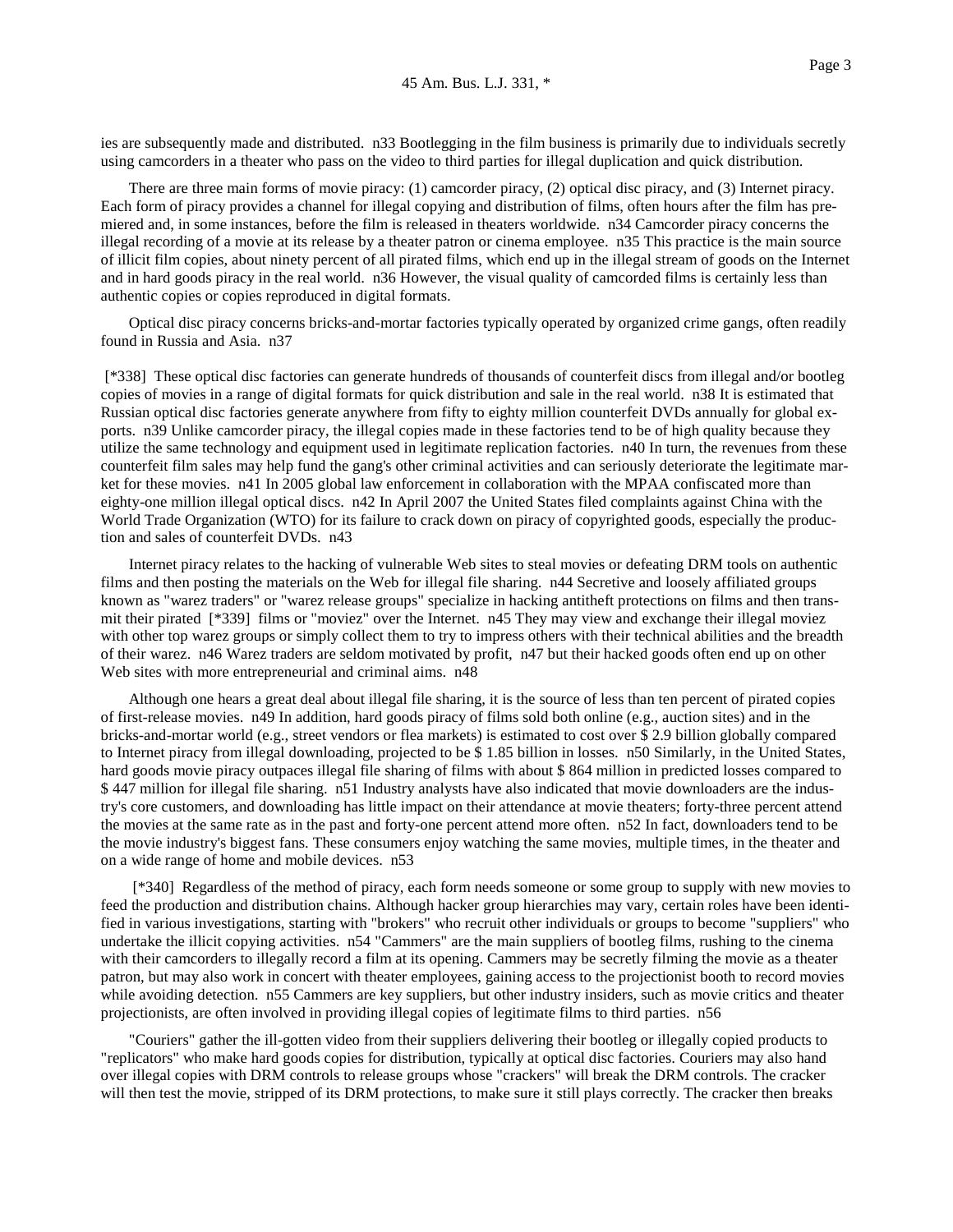ies are subsequently made and distributed. n33 Bootlegging in the film business is primarily due to individuals secretly using camcorders in a theater who pass on the video to third parties for illegal duplication and quick distribution.

There are three main forms of movie piracy: (1) camcorder piracy, (2) optical disc piracy, and (3) Internet piracy. Each form of piracy provides a channel for illegal copying and distribution of films, often hours after the film has premiered and, in some instances, before the film is released in theaters worldwide. n34 Camcorder piracy concerns the illegal recording of a movie at its release by a theater patron or cinema employee. n35 This practice is the main source of illicit film copies, about ninety percent of all pirated films, which end up in the illegal stream of goods on the Internet and in hard goods piracy in the real world. n36 However, the visual quality of camcorded films is certainly less than authentic copies or copies reproduced in digital formats.

Optical disc piracy concerns bricks-and-mortar factories typically operated by organized crime gangs, often readily found in Russia and Asia. n37

[*338] These optical disc factories can generate hundreds of thousands of counterfeit discs from illegal and/or bootleg copies of movies in a range of digital formats for quick distribution and sale in the real world. n38 It is estimated that Russian optical disc factories generate anywhere from fifty to eighty million counterfeit DVDs annually for global exports. n39 Unlike camcorder piracy, the illegal copies made in these factories tend to be of high quality because they utilize the same technology and equipment used in legitimate replication factories. n40 In turn, the revenues from these counterfeit film sales may help fund the gang's other criminal activities and can seriously deteriorate the legitimate market for these movies. n41 In 2005 global law enforcement in collaboration with the MPAA confiscated more than eighty-one million illegal optical discs. n42 In April 2007 the United States filed complaints against China with the World Trade Organization (WTO) for its failure to crack down on piracy of copyrighted goods, especially the production and sales of counterfeit DVDs. n43

Internet piracy relates to the hacking of vulnerable Web sites to steal movies or defeating DRM tools on authentic films and then posting the materials on the Web for illegal file sharing. n44 Secretive and loosely affiliated groups known as "warez traders" or "warez release groups" specialize in hacking antitheft protections on films and then transmit their pirated [*339] films or "moviez" over the Internet. n45 They may view and exchange their illegal moviez with other top warez groups or simply collect them to try to impress others with their technical abilities and the breadth of their warez. n46 Warez traders are seldom motivated by profit, n47 but their hacked goods often end up on other Web sites with more entrepreneurial and criminal aims. n48

Although one hears a great deal about illegal file sharing, it is the source of less than ten percent of pirated copies of first-release movies. n49 In addition, hard goods piracy of films sold both online (e.g., auction sites) and in the bricks-and-mortar world (e.g., street vendors or flea markets) is estimated to cost over $ 2.9 billion globally compared to Internet piracy from illegal downloading, projected to be $ 1.85 billion in losses. n50 Similarly, in the United States, hard goods movie piracy outpaces illegal file sharing of films with about $ 864 million in predicted losses compared to $ 447 million for illegal file sharing. n51 Industry analysts have also indicated that movie downloaders are the industry's core customers, and downloading has little impact on their attendance at movie theaters; forty-three percent attend the movies at the same rate as in the past and forty-one percent attend more often. n52 In fact, downloaders tend to be the movie industry's biggest fans. These consumers enjoy watching the same movies, multiple times, in the theater and on a wide range of home and mobile devices. n53

[*340] Regardless of the method of piracy, each form needs someone or some group to supply with new movies to feed the production and distribution chains. Although hacker group hierarchies may vary, certain roles have been identified in various investigations, starting with "brokers" who recruit other individuals or groups to become "suppliers" who undertake the illicit copying activities. n54 "Cammers" are the main suppliers of bootleg films, rushing to the cinema with their camcorders to illegally record a film at its opening. Cammers may be secretly filming the movie as a theater patron, but may also work in concert with theater employees, gaining access to the projectionist booth to record movies while avoiding detection. n55 Cammers are key suppliers, but other industry insiders, such as movie critics and theater projectionists, are often involved in providing illegal copies of legitimate films to third parties. n56

"Couriers" gather the ill-gotten video from their suppliers delivering their bootleg or illegally copied products to "replicators" who make hard goods copies for distribution, typically at optical disc factories. Couriers may also hand over illegal copies with DRM controls to release groups whose "crackers" will break the DRM controls. The cracker will then test the movie, stripped of its DRM protections, to make sure it still plays correctly. The cracker then breaks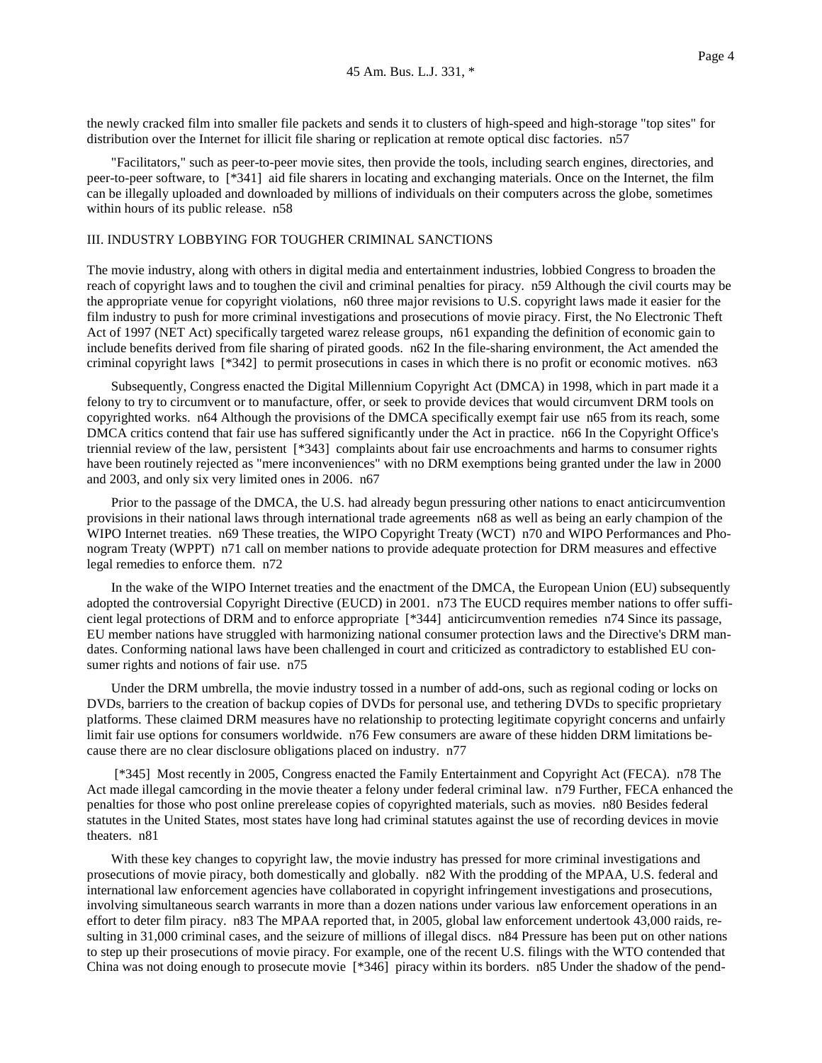the newly cracked film into smaller file packets and sends it to clusters of high-speed and high-storage "top sites" for distribution over the Internet for illicit file sharing or replication at remote optical disc factories. n57

"Facilitators," such as peer-to-peer movie sites, then provide the tools, including search engines, directories, and peer-to-peer software, to [*341] aid file sharers in locating and exchanging materials. Once on the Internet, the film can be illegally uploaded and downloaded by millions of individuals on their computers across the globe, sometimes within hours of its public release. n58

## III. INDUSTRY LOBBYING FOR TOUGHER CRIMINAL SANCTIONS

The movie industry, along with others in digital media and entertainment industries, lobbied Congress to broaden the reach of copyright laws and to toughen the civil and criminal penalties for piracy. n59 Although the civil courts may be the appropriate venue for copyright violations, n60 three major revisions to U.S. copyright laws made it easier for the film industry to push for more criminal investigations and prosecutions of movie piracy. First, the No Electronic Theft Act of 1997 (NET Act) specifically targeted warez release groups, n61 expanding the definition of economic gain to include benefits derived from file sharing of pirated goods. n62 In the file-sharing environment, the Act amended the criminal copyright laws [*342] to permit prosecutions in cases in which there is no profit or economic motives. n63

Subsequently, Congress enacted the Digital Millennium Copyright Act (DMCA) in 1998, which in part made it a felony to try to circumvent or to manufacture, offer, or seek to provide devices that would circumvent DRM tools on copyrighted works. n64 Although the provisions of the DMCA specifically exempt fair use n65 from its reach, some DMCA critics contend that fair use has suffered significantly under the Act in practice. n66 In the Copyright Office's triennial review of the law, persistent [*343] complaints about fair use encroachments and harms to consumer rights have been routinely rejected as "mere inconveniences" with no DRM exemptions being granted under the law in 2000 and 2003, and only six very limited ones in 2006. n67

Prior to the passage of the DMCA, the U.S. had already begun pressuring other nations to enact anticircumvention provisions in their national laws through international trade agreements n68 as well as being an early champion of the WIPO Internet treaties. n69 These treaties, the WIPO Copyright Treaty (WCT) n70 and WIPO Performances and Phonogram Treaty (WPPT) n71 call on member nations to provide adequate protection for DRM measures and effective legal remedies to enforce them. n72

In the wake of the WIPO Internet treaties and the enactment of the DMCA, the European Union (EU) subsequently adopted the controversial Copyright Directive (EUCD) in 2001. n73 The EUCD requires member nations to offer sufficient legal protections of DRM and to enforce appropriate [*344] anticircumvention remedies n74 Since its passage, EU member nations have struggled with harmonizing national consumer protection laws and the Directive's DRM mandates. Conforming national laws have been challenged in court and criticized as contradictory to established EU consumer rights and notions of fair use. n75

Under the DRM umbrella, the movie industry tossed in a number of add-ons, such as regional coding or locks on DVDs, barriers to the creation of backup copies of DVDs for personal use, and tethering DVDs to specific proprietary platforms. These claimed DRM measures have no relationship to protecting legitimate copyright concerns and unfairly limit fair use options for consumers worldwide. n76 Few consumers are aware of these hidden DRM limitations because there are no clear disclosure obligations placed on industry. n77

[*345] Most recently in 2005, Congress enacted the Family Entertainment and Copyright Act (FECA). n78 The Act made illegal camcording in the movie theater a felony under federal criminal law. n79 Further, FECA enhanced the penalties for those who post online prerelease copies of copyrighted materials, such as movies. n80 Besides federal statutes in the United States, most states have long had criminal statutes against the use of recording devices in movie theaters. n81

With these key changes to copyright law, the movie industry has pressed for more criminal investigations and prosecutions of movie piracy, both domestically and globally. n82 With the prodding of the MPAA, U.S. federal and international law enforcement agencies have collaborated in copyright infringement investigations and prosecutions, involving simultaneous search warrants in more than a dozen nations under various law enforcement operations in an effort to deter film piracy. n83 The MPAA reported that, in 2005, global law enforcement undertook 43,000 raids, resulting in 31,000 criminal cases, and the seizure of millions of illegal discs. n84 Pressure has been put on other nations to step up their prosecutions of movie piracy. For example, one of the recent U.S. filings with the WTO contended that China was not doing enough to prosecute movie [*346] piracy within its borders. n85 Under the shadow of the pend-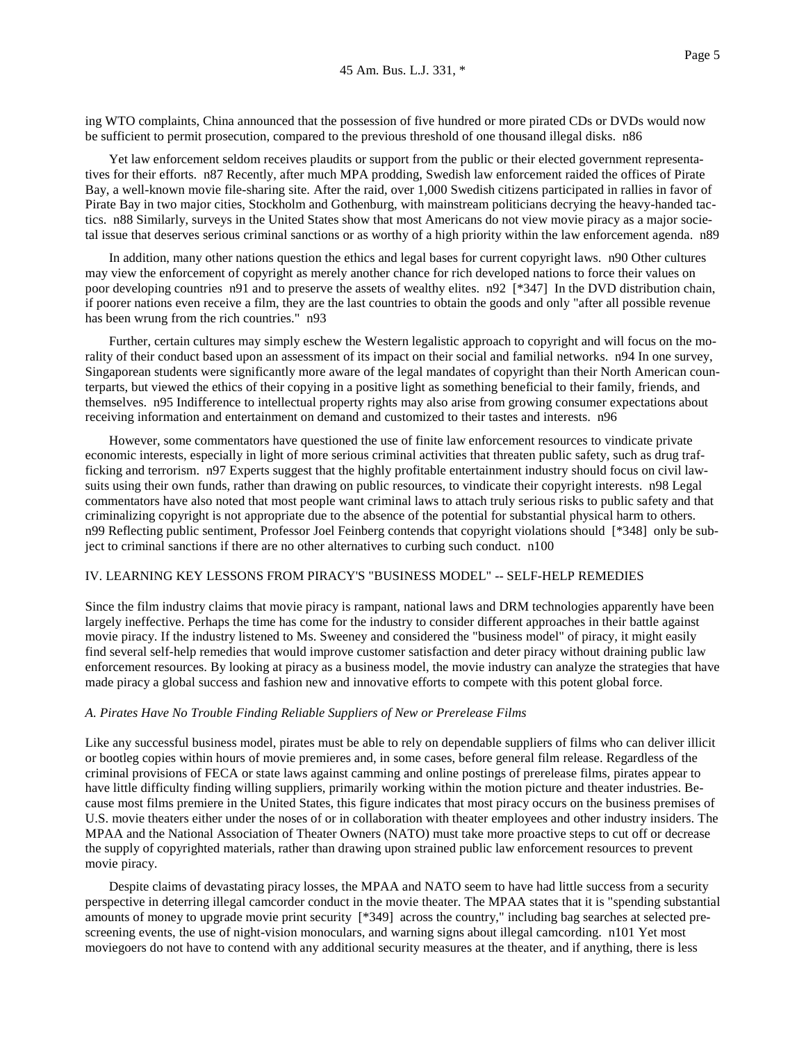ing WTO complaints, China announced that the possession of five hundred or more pirated CDs or DVDs would now be sufficient to permit prosecution, compared to the previous threshold of one thousand illegal disks. n86

Yet law enforcement seldom receives plaudits or support from the public or their elected government representatives for their efforts. n87 Recently, after much MPA prodding, Swedish law enforcement raided the offices of Pirate Bay, a well-known movie file-sharing site. After the raid, over 1,000 Swedish citizens participated in rallies in favor of Pirate Bay in two major cities, Stockholm and Gothenburg, with mainstream politicians decrying the heavy-handed tactics. n88 Similarly, surveys in the United States show that most Americans do not view movie piracy as a major societal issue that deserves serious criminal sanctions or as worthy of a high priority within the law enforcement agenda. n89

In addition, many other nations question the ethics and legal bases for current copyright laws. n90 Other cultures may view the enforcement of copyright as merely another chance for rich developed nations to force their values on poor developing countries n91 and to preserve the assets of wealthy elites. n92 [*347] In the DVD distribution chain, if poorer nations even receive a film, they are the last countries to obtain the goods and only "after all possible revenue has been wrung from the rich countries." n93

Further, certain cultures may simply eschew the Western legalistic approach to copyright and will focus on the morality of their conduct based upon an assessment of its impact on their social and familial networks. n94 In one survey, Singaporean students were significantly more aware of the legal mandates of copyright than their North American counterparts, but viewed the ethics of their copying in a positive light as something beneficial to their family, friends, and themselves. n95 Indifference to intellectual property rights may also arise from growing consumer expectations about receiving information and entertainment on demand and customized to their tastes and interests. n96

However, some commentators have questioned the use of finite law enforcement resources to vindicate private economic interests, especially in light of more serious criminal activities that threaten public safety, such as drug trafficking and terrorism. n97 Experts suggest that the highly profitable entertainment industry should focus on civil lawsuits using their own funds, rather than drawing on public resources, to vindicate their copyright interests. n98 Legal commentators have also noted that most people want criminal laws to attach truly serious risks to public safety and that criminalizing copyright is not appropriate due to the absence of the potential for substantial physical harm to others. n99 Reflecting public sentiment, Professor Joel Feinberg contends that copyright violations should [*348] only be subject to criminal sanctions if there are no other alternatives to curbing such conduct. n100

## IV. LEARNING KEY LESSONS FROM PIRACY'S "BUSINESS MODEL" -- SELF-HELP REMEDIES

Since the film industry claims that movie piracy is rampant, national laws and DRM technologies apparently have been largely ineffective. Perhaps the time has come for the industry to consider different approaches in their battle against movie piracy. If the industry listened to Ms. Sweeney and considered the "business model" of piracy, it might easily find several self-help remedies that would improve customer satisfaction and deter piracy without draining public law enforcement resources. By looking at piracy as a business model, the movie industry can analyze the strategies that have made piracy a global success and fashion new and innovative efforts to compete with this potent global force.

### *A. Pirates Have No Trouble Finding Reliable Suppliers of New or Prerelease Films*

Like any successful business model, pirates must be able to rely on dependable suppliers of films who can deliver illicit or bootleg copies within hours of movie premieres and, in some cases, before general film release. Regardless of the criminal provisions of FECA or state laws against camming and online postings of prerelease films, pirates appear to have little difficulty finding willing suppliers, primarily working within the motion picture and theater industries. Because most films premiere in the United States, this figure indicates that most piracy occurs on the business premises of U.S. movie theaters either under the noses of or in collaboration with theater employees and other industry insiders. The MPAA and the National Association of Theater Owners (NATO) must take more proactive steps to cut off or decrease the supply of copyrighted materials, rather than drawing upon strained public law enforcement resources to prevent movie piracy.

Despite claims of devastating piracy losses, the MPAA and NATO seem to have had little success from a security perspective in deterring illegal camcorder conduct in the movie theater. The MPAA states that it is "spending substantial amounts of money to upgrade movie print security [*349] across the country," including bag searches at selected prescreening events, the use of night-vision monoculars, and warning signs about illegal camcording. n101 Yet most moviegoers do not have to contend with any additional security measures at the theater, and if anything, there is less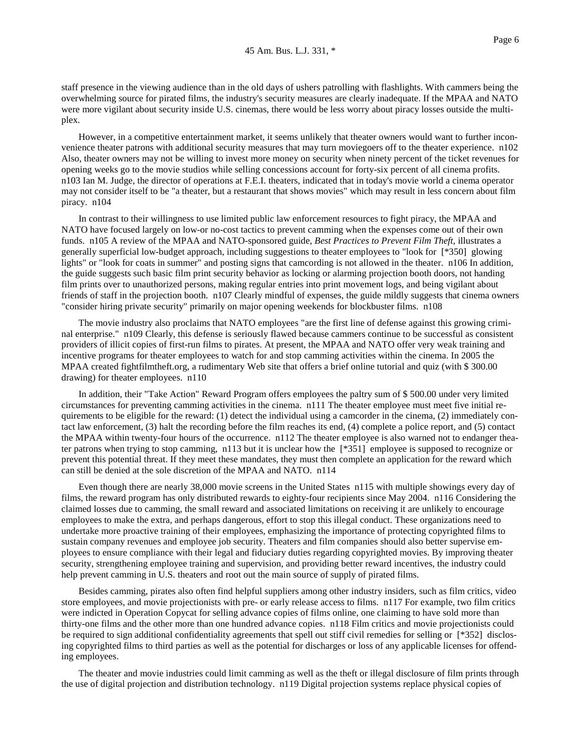staff presence in the viewing audience than in the old days of ushers patrolling with flashlights. With cammers being the overwhelming source for pirated films, the industry's security measures are clearly inadequate. If the MPAA and NATO were more vigilant about security inside U.S. cinemas, there would be less worry about piracy losses outside the multiplex.

However, in a competitive entertainment market, it seems unlikely that theater owners would want to further inconvenience theater patrons with additional security measures that may turn moviegoers off to the theater experience. n102 Also, theater owners may not be willing to invest more money on security when ninety percent of the ticket revenues for opening weeks go to the movie studios while selling concessions account for forty-six percent of all cinema profits. n103 Ian M. Judge, the director of operations at F.E.I. theaters, indicated that in today's movie world a cinema operator may not consider itself to be "a theater, but a restaurant that shows movies" which may result in less concern about film piracy. n104

In contrast to their willingness to use limited public law enforcement resources to fight piracy, the MPAA and NATO have focused largely on low-or no-cost tactics to prevent camming when the expenses come out of their own funds. n105 A review of the MPAA and NATO-sponsored guide, *Best Practices to Prevent Film Theft*, illustrates a generally superficial low-budget approach, including suggestions to theater employees to "look for [*350] glowing lights" or "look for coats in summer" and posting signs that camcording is not allowed in the theater. n106 In addition, the guide suggests such basic film print security behavior as locking or alarming projection booth doors, not handing film prints over to unauthorized persons, making regular entries into print movement logs, and being vigilant about friends of staff in the projection booth. n107 Clearly mindful of expenses, the guide mildly suggests that cinema owners "consider hiring private security" primarily on major opening weekends for blockbuster films. n108

The movie industry also proclaims that NATO employees "are the first line of defense against this growing criminal enterprise." n109 Clearly, this defense is seriously flawed because cammers continue to be successful as consistent providers of illicit copies of first-run films to pirates. At present, the MPAA and NATO offer very weak training and incentive programs for theater employees to watch for and stop camming activities within the cinema. In 2005 the MPAA created fightfilmtheft.org, a rudimentary Web site that offers a brief online tutorial and quiz (with $ 300.00 drawing) for theater employees. n110

In addition, their "Take Action" Reward Program offers employees the paltry sum of $ 500.00 under very limited circumstances for preventing camming activities in the cinema. n111 The theater employee must meet five initial requirements to be eligible for the reward: (1) detect the individual using a camcorder in the cinema, (2) immediately contact law enforcement, (3) halt the recording before the film reaches its end, (4) complete a police report, and (5) contact the MPAA within twenty-four hours of the occurrence. n112 The theater employee is also warned not to endanger theater patrons when trying to stop camming, n113 but it is unclear how the [*351] employee is supposed to recognize or prevent this potential threat. If they meet these mandates, they must then complete an application for the reward which can still be denied at the sole discretion of the MPAA and NATO. n114

Even though there are nearly 38,000 movie screens in the United States n115 with multiple showings every day of films, the reward program has only distributed rewards to eighty-four recipients since May 2004. n116 Considering the claimed losses due to camming, the small reward and associated limitations on receiving it are unlikely to encourage employees to make the extra, and perhaps dangerous, effort to stop this illegal conduct. These organizations need to undertake more proactive training of their employees, emphasizing the importance of protecting copyrighted films to sustain company revenues and employee job security. Theaters and film companies should also better supervise employees to ensure compliance with their legal and fiduciary duties regarding copyrighted movies. By improving theater security, strengthening employee training and supervision, and providing better reward incentives, the industry could help prevent camming in U.S. theaters and root out the main source of supply of pirated films.

Besides camming, pirates also often find helpful suppliers among other industry insiders, such as film critics, video store employees, and movie projectionists with pre- or early release access to films. n117 For example, two film critics were indicted in Operation Copycat for selling advance copies of films online, one claiming to have sold more than thirty-one films and the other more than one hundred advance copies. n118 Film critics and movie projectionists could be required to sign additional confidentiality agreements that spell out stiff civil remedies for selling or [*352] disclosing copyrighted films to third parties as well as the potential for discharges or loss of any applicable licenses for offending employees.

The theater and movie industries could limit camming as well as the theft or illegal disclosure of film prints through the use of digital projection and distribution technology. n119 Digital projection systems replace physical copies of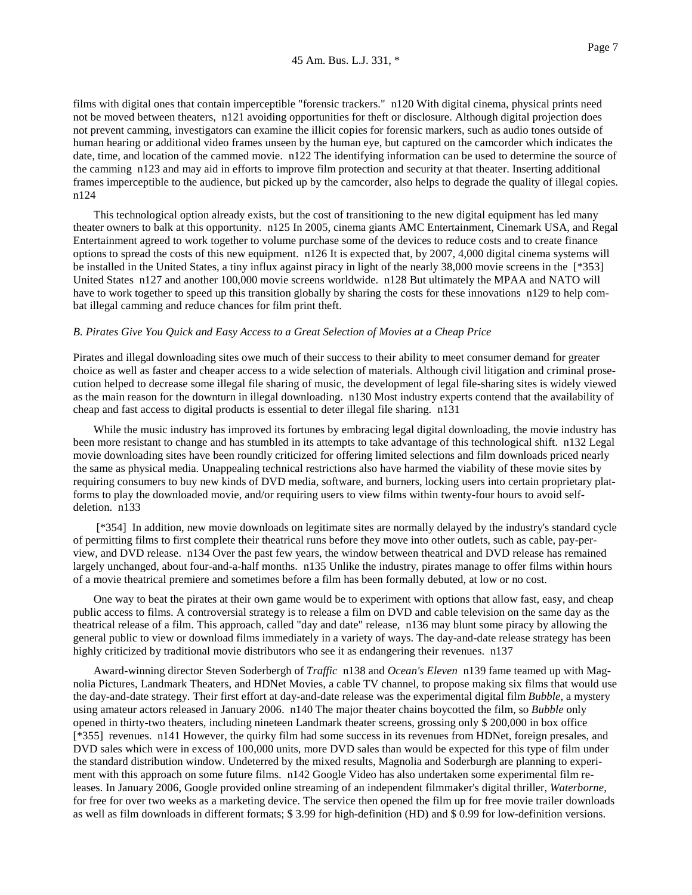films with digital ones that contain imperceptible "forensic trackers." n120 With digital cinema, physical prints need not be moved between theaters, n121 avoiding opportunities for theft or disclosure. Although digital projection does not prevent camming, investigators can examine the illicit copies for forensic markers, such as audio tones outside of human hearing or additional video frames unseen by the human eye, but captured on the camcorder which indicates the date, time, and location of the cammed movie. n122 The identifying information can be used to determine the source of the camming n123 and may aid in efforts to improve film protection and security at that theater. Inserting additional frames imperceptible to the audience, but picked up by the camcorder, also helps to degrade the quality of illegal copies. n124

This technological option already exists, but the cost of transitioning to the new digital equipment has led many theater owners to balk at this opportunity. n125 In 2005, cinema giants AMC Entertainment, Cinemark USA, and Regal Entertainment agreed to work together to volume purchase some of the devices to reduce costs and to create finance options to spread the costs of this new equipment. n126 It is expected that, by 2007, 4,000 digital cinema systems will be installed in the United States, a tiny influx against piracy in light of the nearly 38,000 movie screens in the [*353] United States n127 and another 100,000 movie screens worldwide. n128 But ultimately the MPAA and NATO will have to work together to speed up this transition globally by sharing the costs for these innovations n129 to help combat illegal camming and reduce chances for film print theft.

*B. Pirates Give You Quick and Easy Access to a Great Selection of Movies at a Cheap Price*

Pirates and illegal downloading sites owe much of their success to their ability to meet consumer demand for greater choice as well as faster and cheaper access to a wide selection of materials. Although civil litigation and criminal prosecution helped to decrease some illegal file sharing of music, the development of legal file-sharing sites is widely viewed as the main reason for the downturn in illegal downloading. n130 Most industry experts contend that the availability of cheap and fast access to digital products is essential to deter illegal file sharing. n131

While the music industry has improved its fortunes by embracing legal digital downloading, the movie industry has been more resistant to change and has stumbled in its attempts to take advantage of this technological shift. n132 Legal movie downloading sites have been roundly criticized for offering limited selections and film downloads priced nearly the same as physical media. Unappealing technical restrictions also have harmed the viability of these movie sites by requiring consumers to buy new kinds of DVD media, software, and burners, locking users into certain proprietary platforms to play the downloaded movie, and/or requiring users to view films within twenty-four hours to avoid self-deletion. n133

[*354] In addition, new movie downloads on legitimate sites are normally delayed by the industry's standard cycle of permitting films to first complete their theatrical runs before they move into other outlets, such as cable, pay-per-view, and DVD release. n134 Over the past few years, the window between theatrical and DVD release has remained largely unchanged, about four-and-a-half months. n135 Unlike the industry, pirates manage to offer films within hours of a movie theatrical premiere and sometimes before a film has been formally debuted, at low or no cost.

One way to beat the pirates at their own game would be to experiment with options that allow fast, easy, and cheap public access to films. A controversial strategy is to release a film on DVD and cable television on the same day as the theatrical release of a film. This approach, called "day and date" release, n136 may blunt some piracy by allowing the general public to view or download films immediately in a variety of ways. The day-and-date release strategy has been highly criticized by traditional movie distributors who see it as endangering their revenues. n137

Award-winning director Steven Soderbergh of *Traffic* n138 and *Ocean's Eleven* n139 fame teamed up with Magnolia Pictures, Landmark Theaters, and HDNet Movies, a cable TV channel, to propose making six films that would use the day-and-date strategy. Their first effort at day-and-date release was the experimental digital film *Bubble*, a mystery using amateur actors released in January 2006. n140 The major theater chains boycotted the film, so *Bubble* only opened in thirty-two theaters, including nineteen Landmark theater screens, grossing only $ 200,000 in box office [*355] revenues. n141 However, the quirky film had some success in its revenues from HDNet, foreign presales, and DVD sales which were in excess of 100,000 units, more DVD sales than would be expected for this type of film under the standard distribution window. Undeterred by the mixed results, Magnolia and Soderburgh are planning to experiment with this approach on some future films. n142 Google Video has also undertaken some experimental film releases. In January 2006, Google provided online streaming of an independent filmmaker's digital thriller, *Waterborne*, for free for over two weeks as a marketing device. The service then opened the film up for free movie trailer downloads as well as film downloads in different formats; $ 3.99 for high-definition (HD) and $ 0.99 for low-definition versions.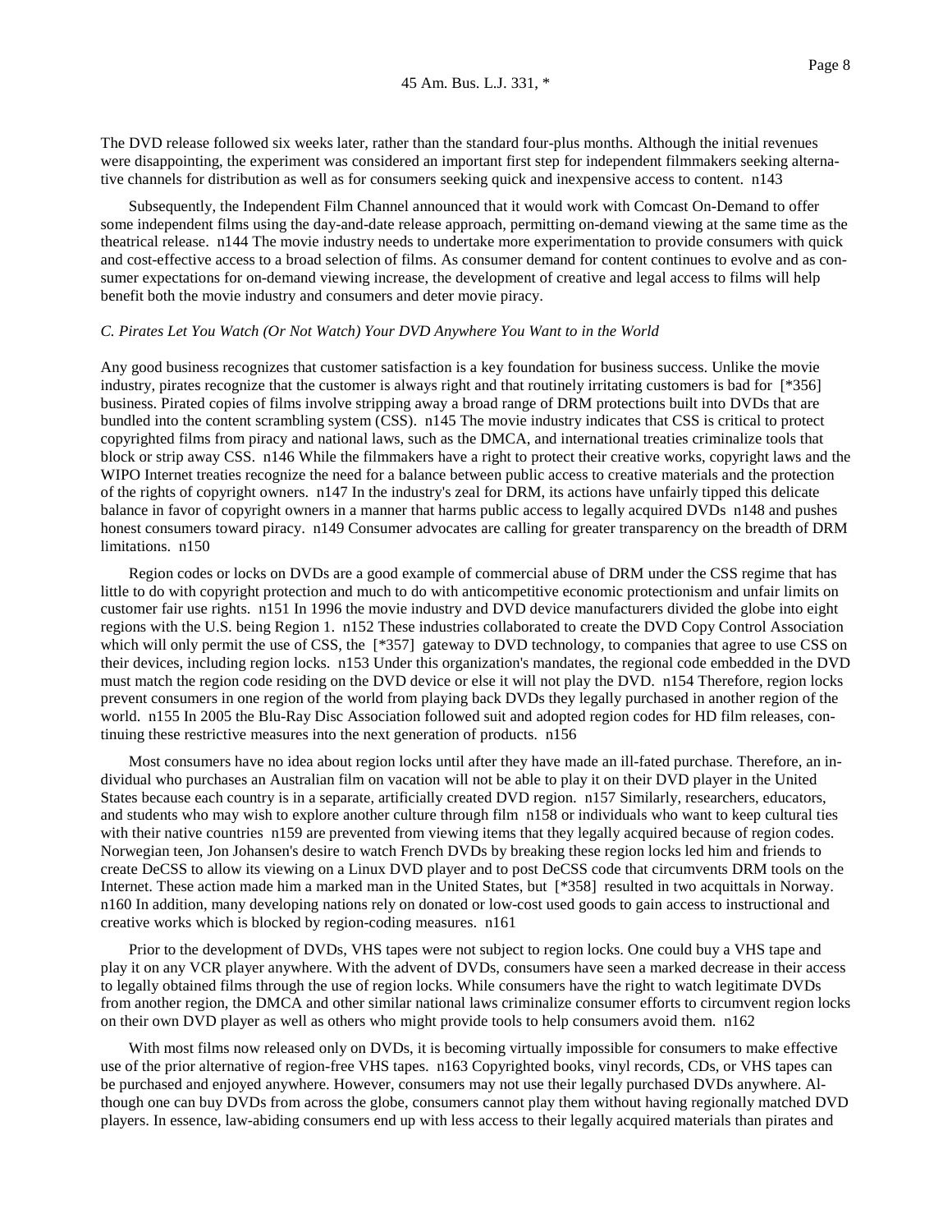The DVD release followed six weeks later, rather than the standard four-plus months. Although the initial revenues were disappointing, the experiment was considered an important first step for independent filmmakers seeking alternative channels for distribution as well as for consumers seeking quick and inexpensive access to content. n143

Subsequently, the Independent Film Channel announced that it would work with Comcast On-Demand to offer some independent films using the day-and-date release approach, permitting on-demand viewing at the same time as the theatrical release. n144 The movie industry needs to undertake more experimentation to provide consumers with quick and cost-effective access to a broad selection of films. As consumer demand for content continues to evolve and as consumer expectations for on-demand viewing increase, the development of creative and legal access to films will help benefit both the movie industry and consumers and deter movie piracy.

*C. Pirates Let You Watch (Or Not Watch) Your DVD Anywhere You Want to in the World*

Any good business recognizes that customer satisfaction is a key foundation for business success. Unlike the movie industry, pirates recognize that the customer is always right and that routinely irritating customers is bad for [*356] business. Pirated copies of films involve stripping away a broad range of DRM protections built into DVDs that are bundled into the content scrambling system (CSS). n145 The movie industry indicates that CSS is critical to protect copyrighted films from piracy and national laws, such as the DMCA, and international treaties criminalize tools that block or strip away CSS. n146 While the filmmakers have a right to protect their creative works, copyright laws and the WIPO Internet treaties recognize the need for a balance between public access to creative materials and the protection of the rights of copyright owners. n147 In the industry's zeal for DRM, its actions have unfairly tipped this delicate balance in favor of copyright owners in a manner that harms public access to legally acquired DVDs n148 and pushes honest consumers toward piracy. n149 Consumer advocates are calling for greater transparency on the breadth of DRM limitations. n150

Region codes or locks on DVDs are a good example of commercial abuse of DRM under the CSS regime that has little to do with copyright protection and much to do with anticompetitive economic protectionism and unfair limits on customer fair use rights. n151 In 1996 the movie industry and DVD device manufacturers divided the globe into eight regions with the U.S. being Region 1. n152 These industries collaborated to create the DVD Copy Control Association which will only permit the use of CSS, the [*357] gateway to DVD technology, to companies that agree to use CSS on their devices, including region locks. n153 Under this organization's mandates, the regional code embedded in the DVD must match the region code residing on the DVD device or else it will not play the DVD. n154 Therefore, region locks prevent consumers in one region of the world from playing back DVDs they legally purchased in another region of the world. n155 In 2005 the Blu-Ray Disc Association followed suit and adopted region codes for HD film releases, continuing these restrictive measures into the next generation of products. n156

Most consumers have no idea about region locks until after they have made an ill-fated purchase. Therefore, an individual who purchases an Australian film on vacation will not be able to play it on their DVD player in the United States because each country is in a separate, artificially created DVD region. n157 Similarly, researchers, educators, and students who may wish to explore another culture through film n158 or individuals who want to keep cultural ties with their native countries n159 are prevented from viewing items that they legally acquired because of region codes. Norwegian teen, Jon Johansen's desire to watch French DVDs by breaking these region locks led him and friends to create DeCSS to allow its viewing on a Linux DVD player and to post DeCSS code that circumvents DRM tools on the Internet. These action made him a marked man in the United States, but [*358] resulted in two acquittals in Norway. n160 In addition, many developing nations rely on donated or low-cost used goods to gain access to instructional and creative works which is blocked by region-coding measures. n161

Prior to the development of DVDs, VHS tapes were not subject to region locks. One could buy a VHS tape and play it on any VCR player anywhere. With the advent of DVDs, consumers have seen a marked decrease in their access to legally obtained films through the use of region locks. While consumers have the right to watch legitimate DVDs from another region, the DMCA and other similar national laws criminalize consumer efforts to circumvent region locks on their own DVD player as well as others who might provide tools to help consumers avoid them. n162

With most films now released only on DVDs, it is becoming virtually impossible for consumers to make effective use of the prior alternative of region-free VHS tapes. n163 Copyrighted books, vinyl records, CDs, or VHS tapes can be purchased and enjoyed anywhere. However, consumers may not use their legally purchased DVDs anywhere. Although one can buy DVDs from across the globe, consumers cannot play them without having regionally matched DVD players. In essence, law-abiding consumers end up with less access to their legally acquired materials than pirates and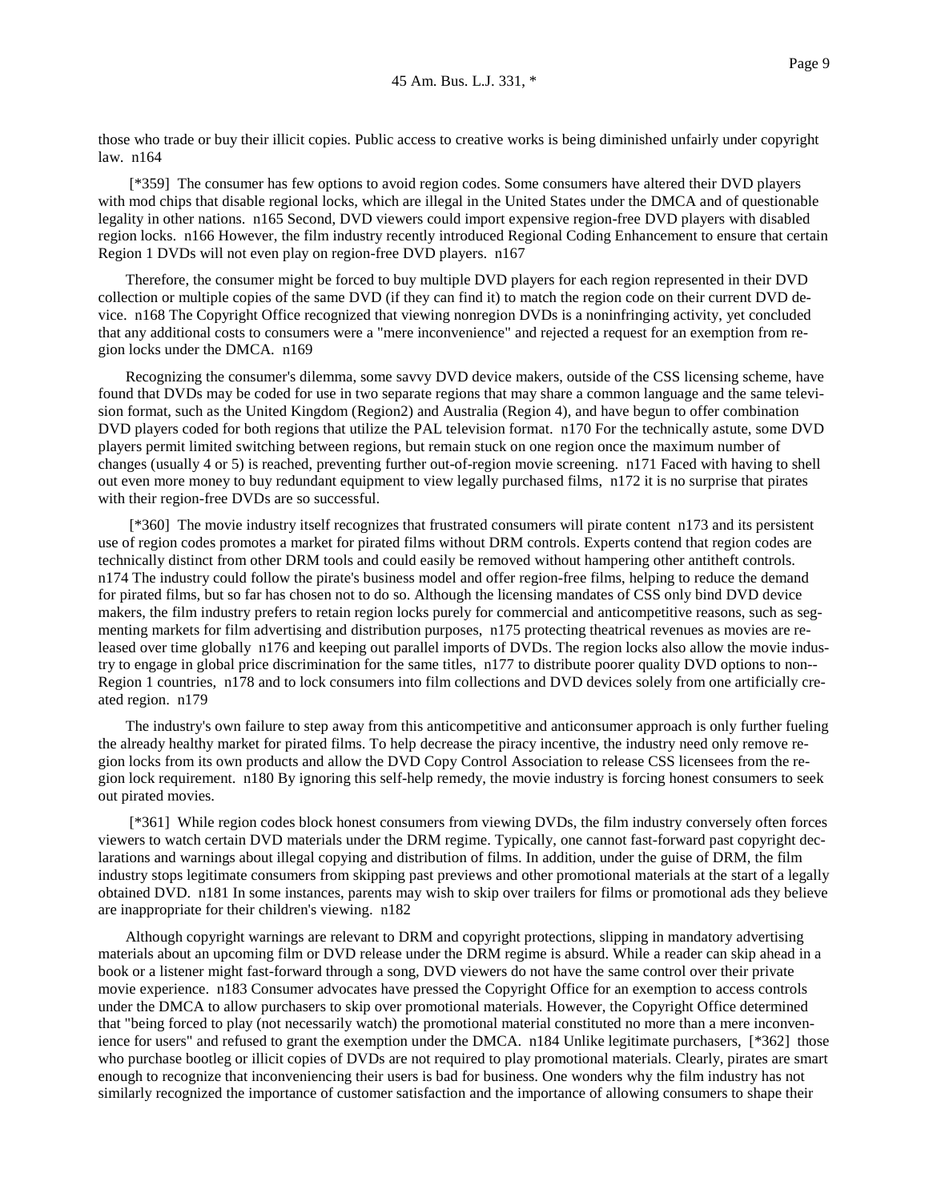those who trade or buy their illicit copies. Public access to creative works is being diminished unfairly under copyright law. n164

[*359] The consumer has few options to avoid region codes. Some consumers have altered their DVD players with mod chips that disable regional locks, which are illegal in the United States under the DMCA and of questionable legality in other nations. n165 Second, DVD viewers could import expensive region-free DVD players with disabled region locks. n166 However, the film industry recently introduced Regional Coding Enhancement to ensure that certain Region 1 DVDs will not even play on region-free DVD players. n167

Therefore, the consumer might be forced to buy multiple DVD players for each region represented in their DVD collection or multiple copies of the same DVD (if they can find it) to match the region code on their current DVD device. n168 The Copyright Office recognized that viewing nonregion DVDs is a noninfringing activity, yet concluded that any additional costs to consumers were a "mere inconvenience" and rejected a request for an exemption from region locks under the DMCA. n169

Recognizing the consumer's dilemma, some savvy DVD device makers, outside of the CSS licensing scheme, have found that DVDs may be coded for use in two separate regions that may share a common language and the same television format, such as the United Kingdom (Region2) and Australia (Region 4), and have begun to offer combination DVD players coded for both regions that utilize the PAL television format. n170 For the technically astute, some DVD players permit limited switching between regions, but remain stuck on one region once the maximum number of changes (usually 4 or 5) is reached, preventing further out-of-region movie screening. n171 Faced with having to shell out even more money to buy redundant equipment to view legally purchased films, n172 it is no surprise that pirates with their region-free DVDs are so successful.

[*360] The movie industry itself recognizes that frustrated consumers will pirate content n173 and its persistent use of region codes promotes a market for pirated films without DRM controls. Experts contend that region codes are technically distinct from other DRM tools and could easily be removed without hampering other antitheft controls. n174 The industry could follow the pirate's business model and offer region-free films, helping to reduce the demand for pirated films, but so far has chosen not to do so. Although the licensing mandates of CSS only bind DVD device makers, the film industry prefers to retain region locks purely for commercial and anticompetitive reasons, such as segmenting markets for film advertising and distribution purposes, n175 protecting theatrical revenues as movies are released over time globally n176 and keeping out parallel imports of DVDs. The region locks also allow the movie industry to engage in global price discrimination for the same titles, n177 to distribute poorer quality DVD options to non--Region 1 countries, n178 and to lock consumers into film collections and DVD devices solely from one artificially created region. n179

The industry's own failure to step away from this anticompetitive and anticonsumer approach is only further fueling the already healthy market for pirated films. To help decrease the piracy incentive, the industry need only remove region locks from its own products and allow the DVD Copy Control Association to release CSS licensees from the region lock requirement. n180 By ignoring this self-help remedy, the movie industry is forcing honest consumers to seek out pirated movies.

[*361] While region codes block honest consumers from viewing DVDs, the film industry conversely often forces viewers to watch certain DVD materials under the DRM regime. Typically, one cannot fast-forward past copyright declarations and warnings about illegal copying and distribution of films. In addition, under the guise of DRM, the film industry stops legitimate consumers from skipping past previews and other promotional materials at the start of a legally obtained DVD. n181 In some instances, parents may wish to skip over trailers for films or promotional ads they believe are inappropriate for their children's viewing. n182

Although copyright warnings are relevant to DRM and copyright protections, slipping in mandatory advertising materials about an upcoming film or DVD release under the DRM regime is absurd. While a reader can skip ahead in a book or a listener might fast-forward through a song, DVD viewers do not have the same control over their private movie experience. n183 Consumer advocates have pressed the Copyright Office for an exemption to access controls under the DMCA to allow purchasers to skip over promotional materials. However, the Copyright Office determined that "being forced to play (not necessarily watch) the promotional material constituted no more than a mere inconvenience for users" and refused to grant the exemption under the DMCA. n184 Unlike legitimate purchasers, [*362] those who purchase bootleg or illicit copies of DVDs are not required to play promotional materials. Clearly, pirates are smart enough to recognize that inconveniencing their users is bad for business. One wonders why the film industry has not similarly recognized the importance of customer satisfaction and the importance of allowing consumers to shape their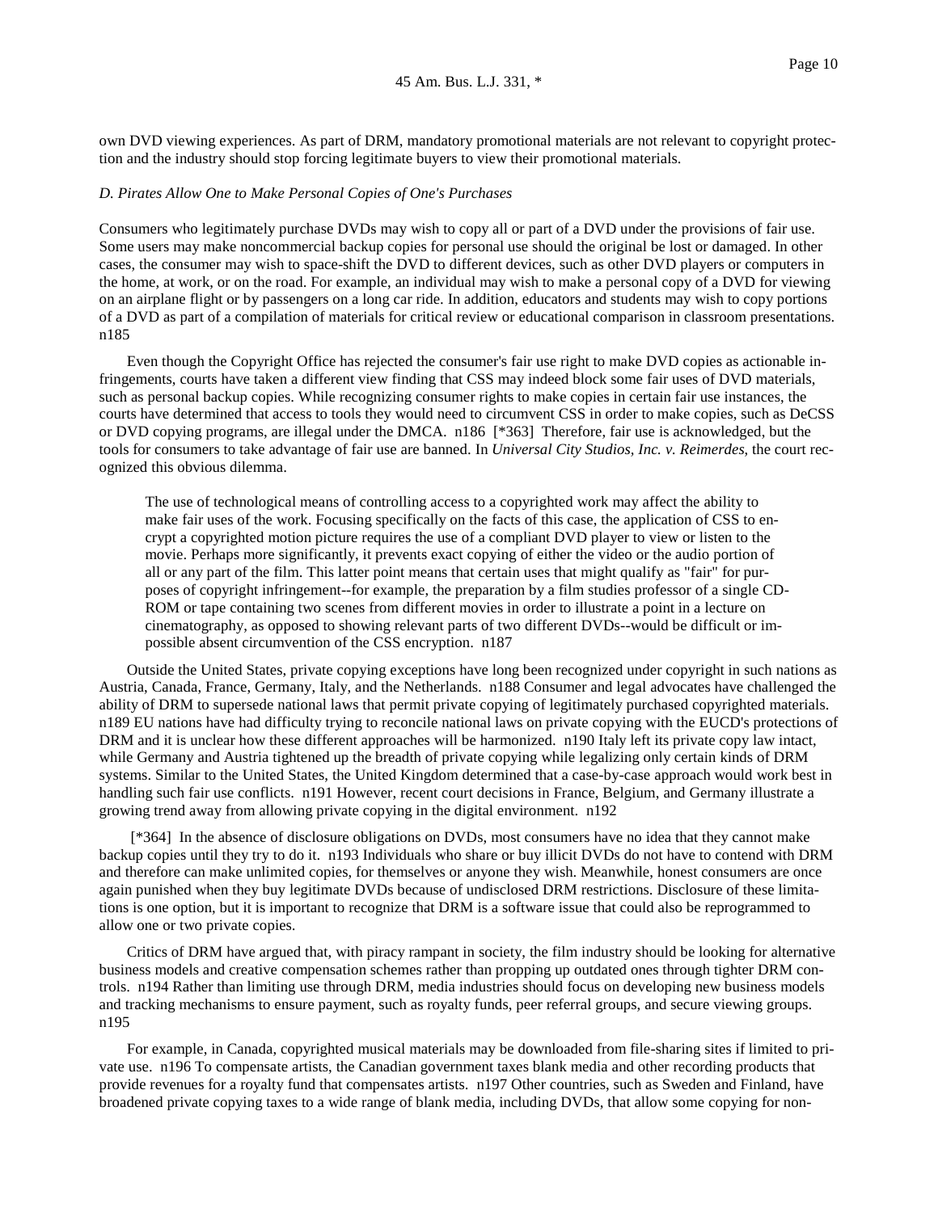own DVD viewing experiences. As part of DRM, mandatory promotional materials are not relevant to copyright protection and the industry should stop forcing legitimate buyers to view their promotional materials.

*D. Pirates Allow One to Make Personal Copies of One's Purchases*

Consumers who legitimately purchase DVDs may wish to copy all or part of a DVD under the provisions of fair use. Some users may make noncommercial backup copies for personal use should the original be lost or damaged. In other cases, the consumer may wish to space-shift the DVD to different devices, such as other DVD players or computers in the home, at work, or on the road. For example, an individual may wish to make a personal copy of a DVD for viewing on an airplane flight or by passengers on a long car ride. In addition, educators and students may wish to copy portions of a DVD as part of a compilation of materials for critical review or educational comparison in classroom presentations. n185

Even though the Copyright Office has rejected the consumer's fair use right to make DVD copies as actionable infringements, courts have taken a different view finding that CSS may indeed block some fair uses of DVD materials, such as personal backup copies. While recognizing consumer rights to make copies in certain fair use instances, the courts have determined that access to tools they would need to circumvent CSS in order to make copies, such as DeCSS or DVD copying programs, are illegal under the DMCA. n186 [*363] Therefore, fair use is acknowledged, but the tools for consumers to take advantage of fair use are banned. In *Universal City Studios, Inc. v. Reimerdes*, the court recognized this obvious dilemma.

> The use of technological means of controlling access to a copyrighted work may affect the ability to make fair uses of the work. Focusing specifically on the facts of this case, the application of CSS to encrypt a copyrighted motion picture requires the use of a compliant DVD player to view or listen to the movie. Perhaps more significantly, it prevents exact copying of either the video or the audio portion of all or any part of the film. This latter point means that certain uses that might qualify as "fair" for purposes of copyright infringement--for example, the preparation by a film studies professor of a single CD-ROM or tape containing two scenes from different movies in order to illustrate a point in a lecture on cinematography, as opposed to showing relevant parts of two different DVDs--would be difficult or impossible absent circumvention of the CSS encryption. n187

Outside the United States, private copying exceptions have long been recognized under copyright in such nations as Austria, Canada, France, Germany, Italy, and the Netherlands. n188 Consumer and legal advocates have challenged the ability of DRM to supersede national laws that permit private copying of legitimately purchased copyrighted materials. n189 EU nations have had difficulty trying to reconcile national laws on private copying with the EUCD's protections of DRM and it is unclear how these different approaches will be harmonized. n190 Italy left its private copy law intact, while Germany and Austria tightened up the breadth of private copying while legalizing only certain kinds of DRM systems. Similar to the United States, the United Kingdom determined that a case-by-case approach would work best in handling such fair use conflicts. n191 However, recent court decisions in France, Belgium, and Germany illustrate a growing trend away from allowing private copying in the digital environment. n192

[*364] In the absence of disclosure obligations on DVDs, most consumers have no idea that they cannot make backup copies until they try to do it. n193 Individuals who share or buy illicit DVDs do not have to contend with DRM and therefore can make unlimited copies, for themselves or anyone they wish. Meanwhile, honest consumers are once again punished when they buy legitimate DVDs because of undisclosed DRM restrictions. Disclosure of these limitations is one option, but it is important to recognize that DRM is a software issue that could also be reprogrammed to allow one or two private copies.

Critics of DRM have argued that, with piracy rampant in society, the film industry should be looking for alternative business models and creative compensation schemes rather than propping up outdated ones through tighter DRM controls. n194 Rather than limiting use through DRM, media industries should focus on developing new business models and tracking mechanisms to ensure payment, such as royalty funds, peer referral groups, and secure viewing groups. n195

For example, in Canada, copyrighted musical materials may be downloaded from file-sharing sites if limited to private use. n196 To compensate artists, the Canadian government taxes blank media and other recording products that provide revenues for a royalty fund that compensates artists. n197 Other countries, such as Sweden and Finland, have broadened private copying taxes to a wide range of blank media, including DVDs, that allow some copying for non-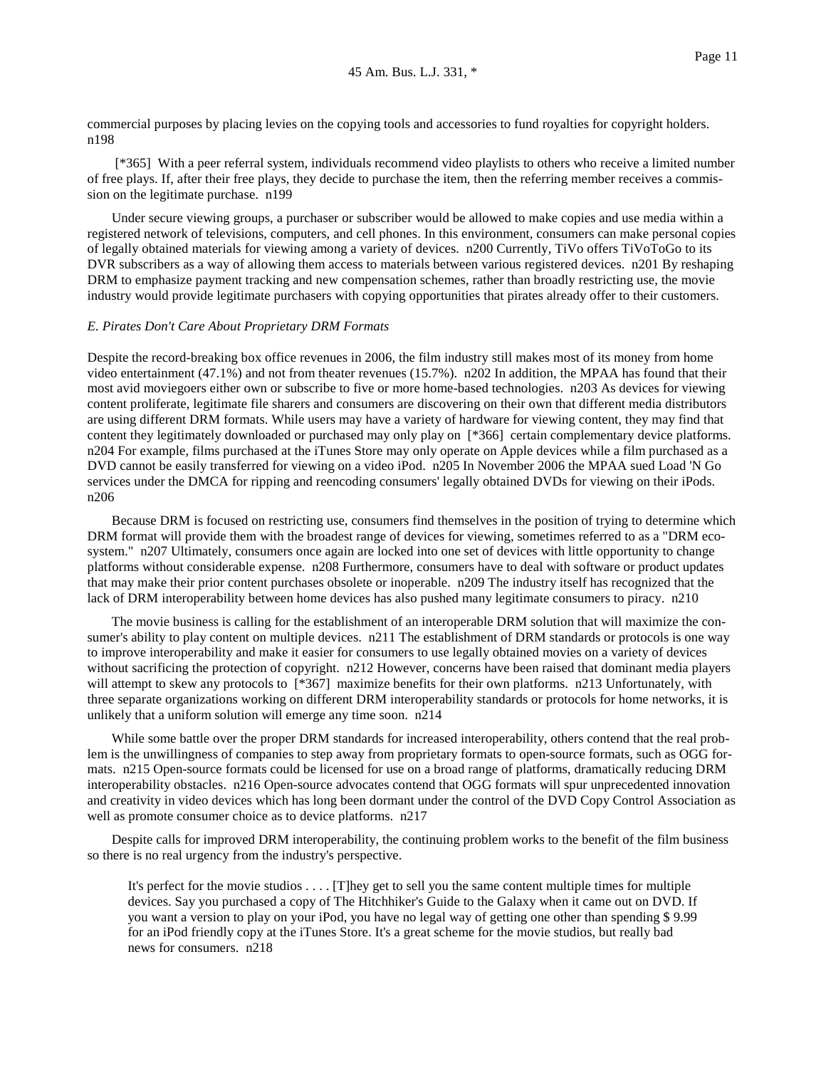commercial purposes by placing levies on the copying tools and accessories to fund royalties for copyright holders. n198

[*365] With a peer referral system, individuals recommend video playlists to others who receive a limited number of free plays. If, after their free plays, they decide to purchase the item, then the referring member receives a commission on the legitimate purchase. n199

Under secure viewing groups, a purchaser or subscriber would be allowed to make copies and use media within a registered network of televisions, computers, and cell phones. In this environment, consumers can make personal copies of legally obtained materials for viewing among a variety of devices. n200 Currently, TiVo offers TiVoToGo to its DVR subscribers as a way of allowing them access to materials between various registered devices. n201 By reshaping DRM to emphasize payment tracking and new compensation schemes, rather than broadly restricting use, the movie industry would provide legitimate purchasers with copying opportunities that pirates already offer to their customers.

*E. Pirates Don't Care About Proprietary DRM Formats*

Despite the record-breaking box office revenues in 2006, the film industry still makes most of its money from home video entertainment (47.1%) and not from theater revenues (15.7%). n202 In addition, the MPAA has found that their most avid moviegoers either own or subscribe to five or more home-based technologies. n203 As devices for viewing content proliferate, legitimate file sharers and consumers are discovering on their own that different media distributors are using different DRM formats. While users may have a variety of hardware for viewing content, they may find that content they legitimately downloaded or purchased may only play on [*366] certain complementary device platforms. n204 For example, films purchased at the iTunes Store may only operate on Apple devices while a film purchased as a DVD cannot be easily transferred for viewing on a video iPod. n205 In November 2006 the MPAA sued Load 'N Go services under the DMCA for ripping and reencoding consumers' legally obtained DVDs for viewing on their iPods. n206

Because DRM is focused on restricting use, consumers find themselves in the position of trying to determine which DRM format will provide them with the broadest range of devices for viewing, sometimes referred to as a "DRM ecosystem." n207 Ultimately, consumers once again are locked into one set of devices with little opportunity to change platforms without considerable expense. n208 Furthermore, consumers have to deal with software or product updates that may make their prior content purchases obsolete or inoperable. n209 The industry itself has recognized that the lack of DRM interoperability between home devices has also pushed many legitimate consumers to piracy. n210

The movie business is calling for the establishment of an interoperable DRM solution that will maximize the consumer's ability to play content on multiple devices. n211 The establishment of DRM standards or protocols is one way to improve interoperability and make it easier for consumers to use legally obtained movies on a variety of devices without sacrificing the protection of copyright. n212 However, concerns have been raised that dominant media players will attempt to skew any protocols to [*367] maximize benefits for their own platforms. n213 Unfortunately, with three separate organizations working on different DRM interoperability standards or protocols for home networks, it is unlikely that a uniform solution will emerge any time soon. n214

While some battle over the proper DRM standards for increased interoperability, others contend that the real problem is the unwillingness of companies to step away from proprietary formats to open-source formats, such as OGG formats. n215 Open-source formats could be licensed for use on a broad range of platforms, dramatically reducing DRM interoperability obstacles. n216 Open-source advocates contend that OGG formats will spur unprecedented innovation and creativity in video devices which has long been dormant under the control of the DVD Copy Control Association as well as promote consumer choice as to device platforms. n217

Despite calls for improved DRM interoperability, the continuing problem works to the benefit of the film business so there is no real urgency from the industry's perspective.

> It's perfect for the movie studios . . . . [T]hey get to sell you the same content multiple times for multiple devices. Say you purchased a copy of The Hitchhiker's Guide to the Galaxy when it came out on DVD. If you want a version to play on your iPod, you have no legal way of getting one other than spending $ 9.99 for an iPod friendly copy at the iTunes Store. It's a great scheme for the movie studios, but really bad news for consumers. n218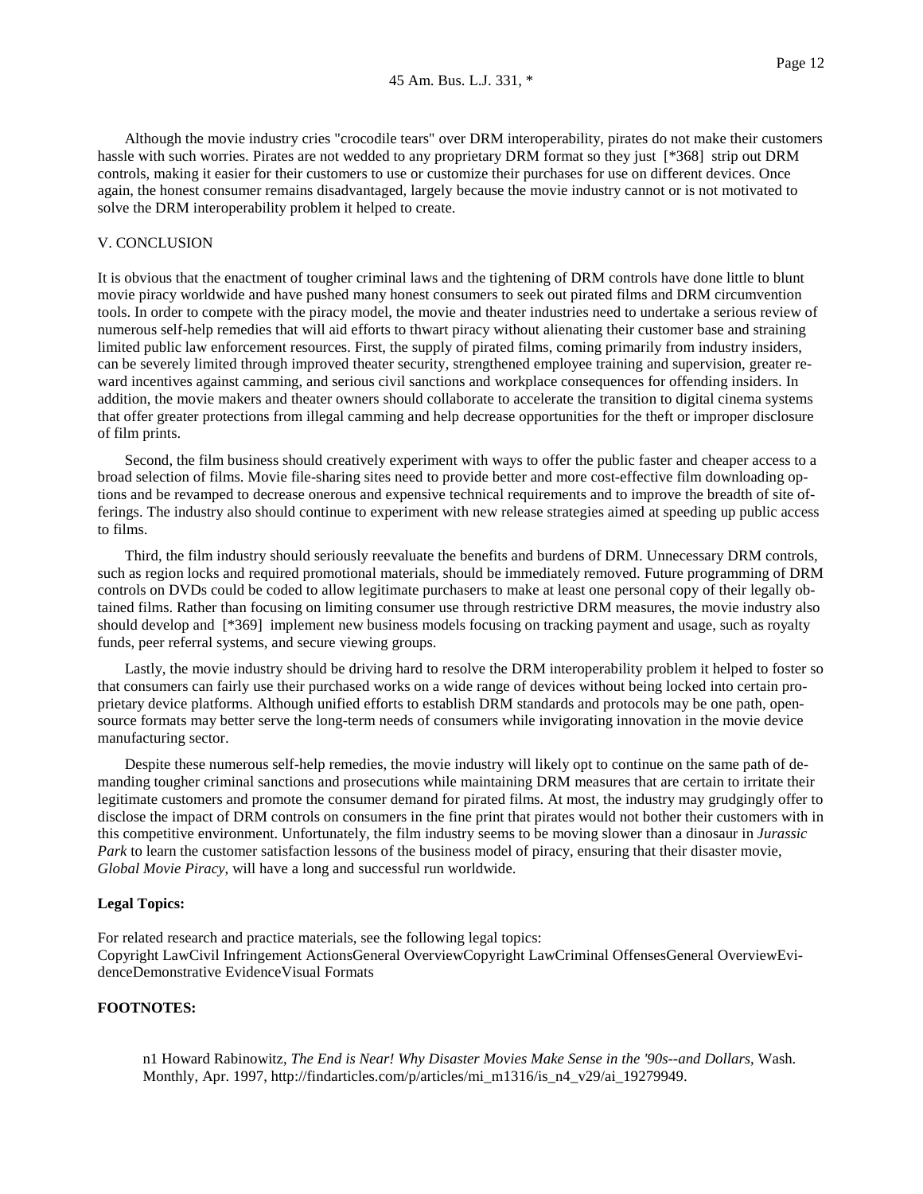Although the movie industry cries "crocodile tears" over DRM interoperability, pirates do not make their customers hassle with such worries. Pirates are not wedded to any proprietary DRM format so they just [*368] strip out DRM controls, making it easier for their customers to use or customize their purchases for use on different devices. Once again, the honest consumer remains disadvantaged, largely because the movie industry cannot or is not motivated to solve the DRM interoperability problem it helped to create.

## V. CONCLUSION

It is obvious that the enactment of tougher criminal laws and the tightening of DRM controls have done little to blunt movie piracy worldwide and have pushed many honest consumers to seek out pirated films and DRM circumvention tools. In order to compete with the piracy model, the movie and theater industries need to undertake a serious review of numerous self-help remedies that will aid efforts to thwart piracy without alienating their customer base and straining limited public law enforcement resources. First, the supply of pirated films, coming primarily from industry insiders, can be severely limited through improved theater security, strengthened employee training and supervision, greater reward incentives against camming, and serious civil sanctions and workplace consequences for offending insiders. In addition, the movie makers and theater owners should collaborate to accelerate the transition to digital cinema systems that offer greater protections from illegal camming and help decrease opportunities for the theft or improper disclosure of film prints.

Second, the film business should creatively experiment with ways to offer the public faster and cheaper access to a broad selection of films. Movie file-sharing sites need to provide better and more cost-effective film downloading options and be revamped to decrease onerous and expensive technical requirements and to improve the breadth of site offerings. The industry also should continue to experiment with new release strategies aimed at speeding up public access to films.

Third, the film industry should seriously reevaluate the benefits and burdens of DRM. Unnecessary DRM controls, such as region locks and required promotional materials, should be immediately removed. Future programming of DRM controls on DVDs could be coded to allow legitimate purchasers to make at least one personal copy of their legally obtained films. Rather than focusing on limiting consumer use through restrictive DRM measures, the movie industry also should develop and [*369] implement new business models focusing on tracking payment and usage, such as royalty funds, peer referral systems, and secure viewing groups.

Lastly, the movie industry should be driving hard to resolve the DRM interoperability problem it helped to foster so that consumers can fairly use their purchased works on a wide range of devices without being locked into certain proprietary device platforms. Although unified efforts to establish DRM standards and protocols may be one path, open-source formats may better serve the long-term needs of consumers while invigorating innovation in the movie device manufacturing sector.

Despite these numerous self-help remedies, the movie industry will likely opt to continue on the same path of demanding tougher criminal sanctions and prosecutions while maintaining DRM measures that are certain to irritate their legitimate customers and promote the consumer demand for pirated films. At most, the industry may grudgingly offer to disclose the impact of DRM controls on consumers in the fine print that pirates would not bother their customers with in this competitive environment. Unfortunately, the film industry seems to be moving slower than a dinosaur in *Jurassic Park* to learn the customer satisfaction lessons of the business model of piracy, ensuring that their disaster movie, *Global Movie Piracy*, will have a long and successful run worldwide.

**Legal Topics:**

For related research and practice materials, see the following legal topics:
Copyright LawCivil Infringement ActionsGeneral OverviewCopyright LawCriminal OffensesGeneral OverviewEvidenceDemonstrative EvidenceVisual Formats

**FOOTNOTES:**

n1 Howard Rabinowitz, *The End is Near! Why Disaster Movies Make Sense in the '90s--and Dollars*, Wash. Monthly, Apr. 1997, http://findarticles.com/p/articles/mi_m1316/is_n4_v29/ai_19279949.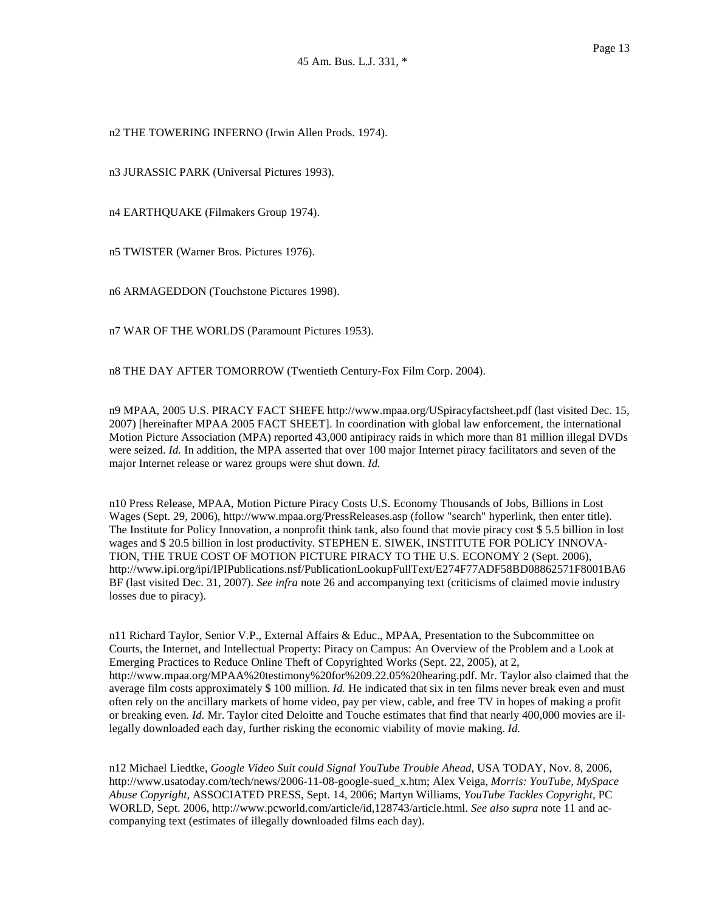n2 THE TOWERING INFERNO (Irwin Allen Prods. 1974).

n3 JURASSIC PARK (Universal Pictures 1993).

n4 EARTHQUAKE (Filmakers Group 1974).

n5 TWISTER (Warner Bros. Pictures 1976).

n6 ARMAGEDDON (Touchstone Pictures 1998).

n7 WAR OF THE WORLDS (Paramount Pictures 1953).

n8 THE DAY AFTER TOMORROW (Twentieth Century-Fox Film Corp. 2004).

n9 MPAA, 2005 U.S. PIRACY FACT SHEFE http://www.mpaa.org/USpiracyfactsheet.pdf (last visited Dec. 15, 2007) [hereinafter MPAA 2005 FACT SHEET]. In coordination with global law enforcement, the international Motion Picture Association (MPA) reported 43,000 antipiracy raids in which more than 81 million illegal DVDs were seized. *Id.* In addition, the MPA asserted that over 100 major Internet piracy facilitators and seven of the major Internet release or warez groups were shut down. *Id.*

n10 Press Release, MPAA, Motion Picture Piracy Costs U.S. Economy Thousands of Jobs, Billions in Lost Wages (Sept. 29, 2006), http://www.mpaa.org/PressReleases.asp (follow "search" hyperlink, then enter title). The Institute for Policy Innovation, a nonprofit think tank, also found that movie piracy cost $ 5.5 billion in lost wages and $ 20.5 billion in lost productivity. STEPHEN E. SIWEK, INSTITUTE FOR POLICY INNOVATION, THE TRUE COST OF MOTION PICTURE PIRACY TO THE U.S. ECONOMY 2 (Sept. 2006), http://www.ipi.org/ipi/IPIPublications.nsf/PublicationLookupFullText/E274F77ADF58BD08862571F8001BA6BF (last visited Dec. 31, 2007). *See infra* note 26 and accompanying text (criticisms of claimed movie industry losses due to piracy).

n11 Richard Taylor, Senior V.P., External Affairs & Educ., MPAA, Presentation to the Subcommittee on Courts, the Internet, and Intellectual Property: Piracy on Campus: An Overview of the Problem and a Look at Emerging Practices to Reduce Online Theft of Copyrighted Works (Sept. 22, 2005), at 2, http://www.mpaa.org/MPAA%20testimony%20for%209.22.05%20hearing.pdf. Mr. Taylor also claimed that the average film costs approximately $ 100 million. *Id.* He indicated that six in ten films never break even and must often rely on the ancillary markets of home video, pay per view, cable, and free TV in hopes of making a profit or breaking even. *Id.* Mr. Taylor cited Deloitte and Touche estimates that find that nearly 400,000 movies are illegally downloaded each day, further risking the economic viability of movie making. *Id.*

n12 Michael Liedtke, *Google Video Suit could Signal YouTube Trouble Ahead*, USA TODAY, Nov. 8, 2006, http://www.usatoday.com/tech/news/2006-11-08-google-sued_x.htm; Alex Veiga, *Morris: YouTube, MySpace Abuse Copyright*, ASSOCIATED PRESS, Sept. 14, 2006; Martyn Williams, *YouTube Tackles Copyright*, PC WORLD, Sept. 2006, http://www.pcworld.com/article/id,128743/article.html. *See also supra* note 11 and accompanying text (estimates of illegally downloaded films each day).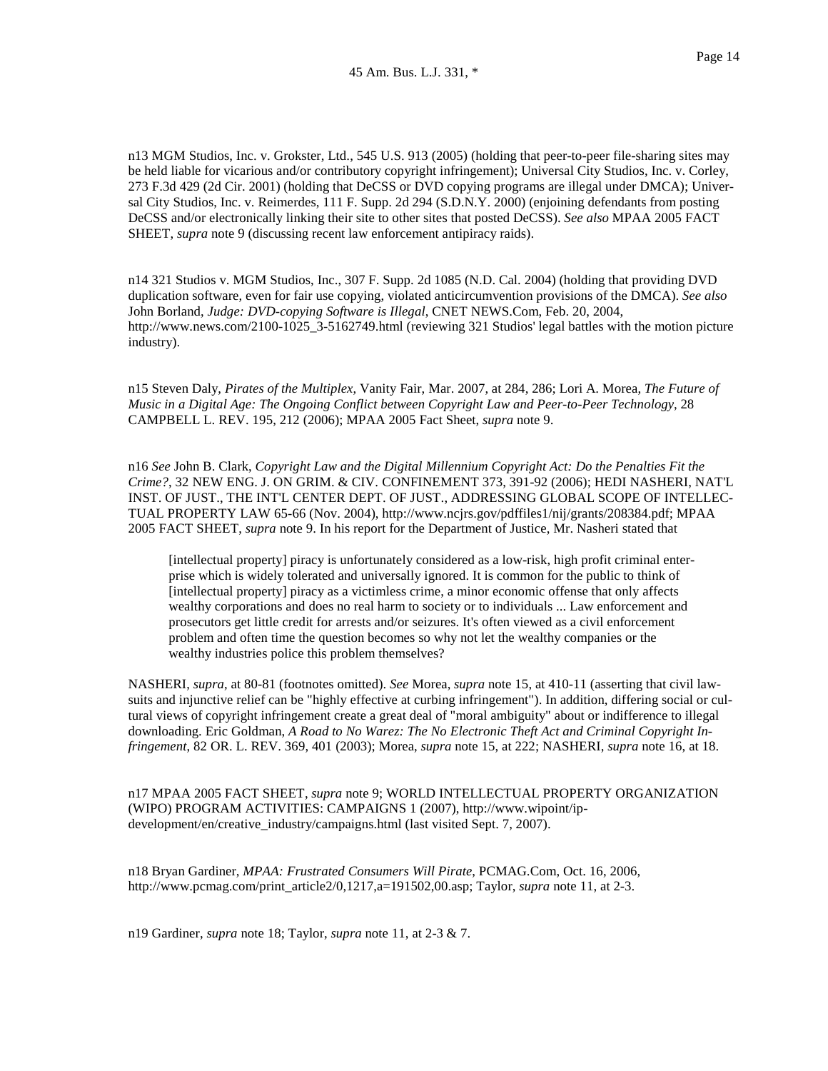n13 MGM Studios, Inc. v. Grokster, Ltd., 545 U.S. 913 (2005) (holding that peer-to-peer file-sharing sites may be held liable for vicarious and/or contributory copyright infringement); Universal City Studios, Inc. v. Corley, 273 F.3d 429 (2d Cir. 2001) (holding that DeCSS or DVD copying programs are illegal under DMCA); Universal City Studios, Inc. v. Reimerdes, 111 F. Supp. 2d 294 (S.D.N.Y. 2000) (enjoining defendants from posting DeCSS and/or electronically linking their site to other sites that posted DeCSS). *See also* MPAA 2005 FACT SHEET, *supra* note 9 (discussing recent law enforcement antipiracy raids).

n14 321 Studios v. MGM Studios, Inc., 307 F. Supp. 2d 1085 (N.D. Cal. 2004) (holding that providing DVD duplication software, even for fair use copying, violated anticircumvention provisions of the DMCA). *See also* John Borland, *Judge: DVD-copying Software is Illegal*, CNET NEWS.Com, Feb. 20, 2004, http://www.news.com/2100-1025_3-5162749.html (reviewing 321 Studios' legal battles with the motion picture industry).

n15 Steven Daly, *Pirates of the Multiplex*, Vanity Fair, Mar. 2007, at 284, 286; Lori A. Morea, *The Future of Music in a Digital Age: The Ongoing Conflict between Copyright Law and Peer-to-Peer Technology*, 28 CAMPBELL L. REV. 195, 212 (2006); MPAA 2005 Fact Sheet, *supra* note 9.

n16 *See* John B. Clark, *Copyright Law and the Digital Millennium Copyright Act: Do the Penalties Fit the Crime?*, 32 NEW ENG. J. ON GRIM. & CIV. CONFINEMENT 373, 391-92 (2006); HEDI NASHERI, NAT'L INST. OF JUST., THE INT'L CENTER DEPT. OF JUST., ADDRESSING GLOBAL SCOPE OF INTELLECTUAL PROPERTY LAW 65-66 (Nov. 2004), http://www.ncjrs.gov/pdffiles1/nij/grants/208384.pdf; MPAA 2005 FACT SHEET, *supra* note 9. In his report for the Department of Justice, Mr. Nasheri stated that

> [intellectual property] piracy is unfortunately considered as a low-risk, high profit criminal enterprise which is widely tolerated and universally ignored. It is common for the public to think of [intellectual property] piracy as a victimless crime, a minor economic offense that only affects wealthy corporations and does no real harm to society or to individuals ... Law enforcement and prosecutors get little credit for arrests and/or seizures. It's often viewed as a civil enforcement problem and often time the question becomes so why not let the wealthy companies or the wealthy industries police this problem themselves?

NASHERI, *supra*, at 80-81 (footnotes omitted). *See* Morea, *supra* note 15, at 410-11 (asserting that civil lawsuits and injunctive relief can be "highly effective at curbing infringement"). In addition, differing social or cultural views of copyright infringement create a great deal of "moral ambiguity" about or indifference to illegal downloading. Eric Goldman, *A Road to No Warez: The No Electronic Theft Act and Criminal Copyright Infringement*, 82 OR. L. REV. 369, 401 (2003); Morea, *supra* note 15, at 222; NASHERI, *supra* note 16, at 18.

n17 MPAA 2005 FACT SHEET, *supra* note 9; WORLD INTELLECTUAL PROPERTY ORGANIZATION (WIPO) PROGRAM ACTIVITIES: CAMPAIGNS 1 (2007), http://www.wipoint/ip-development/en/creative_industry/campaigns.html (last visited Sept. 7, 2007).

n18 Bryan Gardiner, *MPAA: Frustrated Consumers Will Pirate*, PCMAG.Com, Oct. 16, 2006, http://www.pcmag.com/print_article2/0,1217,a=191502,00.asp; Taylor, *supra* note 11, at 2-3.

n19 Gardiner, *supra* note 18; Taylor, *supra* note 11, at 2-3 & 7.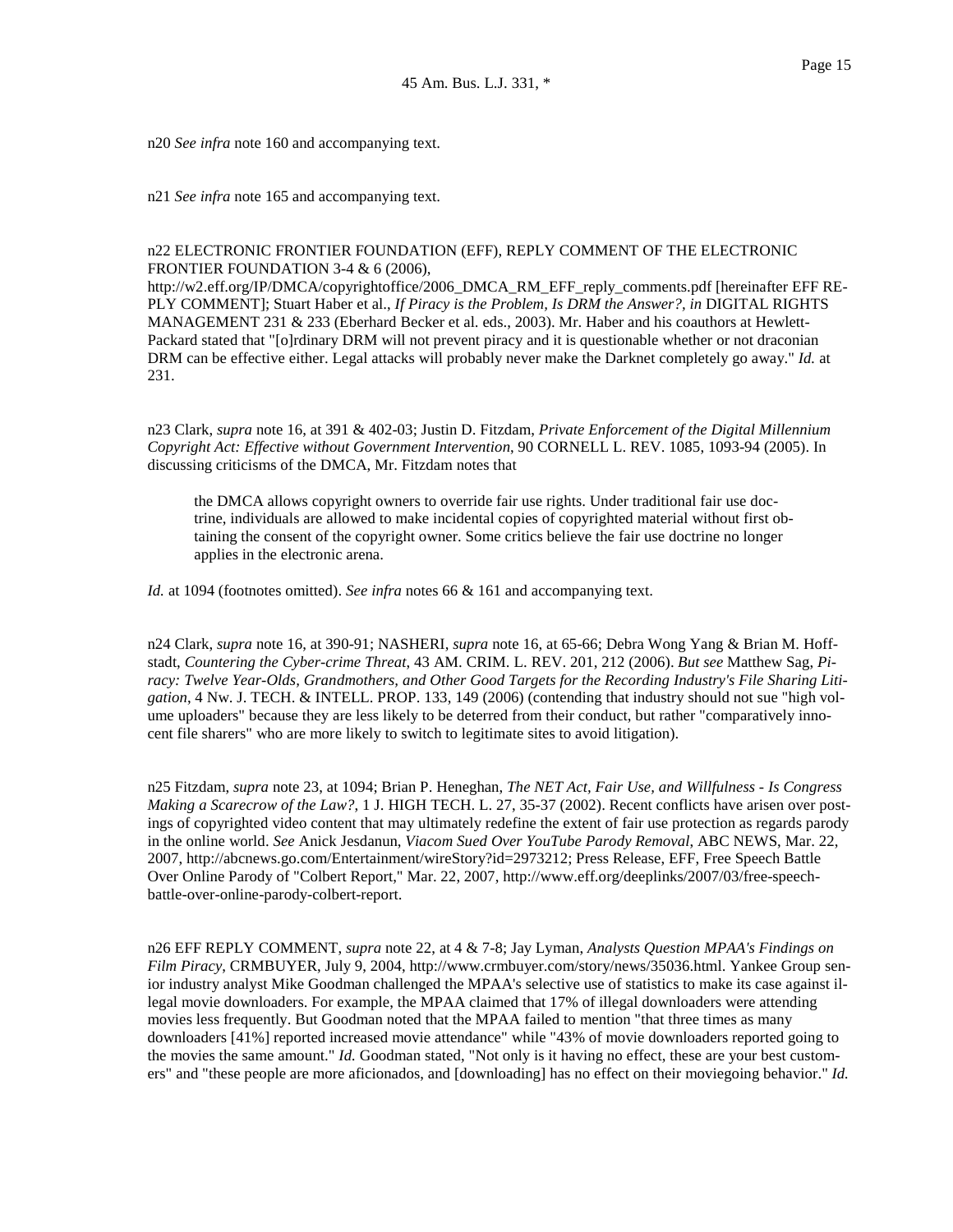n20 *See infra* note 160 and accompanying text.

n21 *See infra* note 165 and accompanying text.

n22 ELECTRONIC FRONTIER FOUNDATION (EFF), REPLY COMMENT OF THE ELECTRONIC FRONTIER FOUNDATION 3-4 & 6 (2006), http://w2.eff.org/IP/DMCA/copyrightoffice/2006_DMCA_RM_EFF_reply_comments.pdf [hereinafter EFF REPLY COMMENT]; Stuart Haber et al., *If Piracy is the Problem, Is DRM the Answer?*, *in* DIGITAL RIGHTS MANAGEMENT 231 & 233 (Eberhard Becker et al. eds., 2003). Mr. Haber and his coauthors at Hewlett-Packard stated that "[o]rdinary DRM will not prevent piracy and it is questionable whether or not draconian DRM can be effective either. Legal attacks will probably never make the Darknet completely go away." *Id.* at 231.

n23 Clark, *supra* note 16, at 391 & 402-03; Justin D. Fitzdam, *Private Enforcement of the Digital Millennium Copyright Act: Effective without Government Intervention*, 90 CORNELL L. REV. 1085, 1093-94 (2005). In discussing criticisms of the DMCA, Mr. Fitzdam notes that

> the DMCA allows copyright owners to override fair use rights. Under traditional fair use doctrine, individuals are allowed to make incidental copies of copyrighted material without first obtaining the consent of the copyright owner. Some critics believe the fair use doctrine no longer applies in the electronic arena.

*Id.* at 1094 (footnotes omitted). *See infra* notes 66 & 161 and accompanying text.

n24 Clark, *supra* note 16, at 390-91; NASHERI, *supra* note 16, at 65-66; Debra Wong Yang & Brian M. Hoffstadt, *Countering the Cyber-crime Threat*, 43 AM. CRIM. L. REV. 201, 212 (2006). *But see* Matthew Sag, *Piracy: Twelve Year-Olds, Grandmothers, and Other Good Targets for the Recording Industry's File Sharing Litigation*, 4 Nw. J. TECH. & INTELL. PROP. 133, 149 (2006) (contending that industry should not sue "high volume uploaders" because they are less likely to be deterred from their conduct, but rather "comparatively innocent file sharers" who are more likely to switch to legitimate sites to avoid litigation).

n25 Fitzdam, *supra* note 23, at 1094; Brian P. Heneghan, *The NET Act, Fair Use, and Willfulness - Is Congress Making a Scarecrow of the Law?*, 1 J. HIGH TECH. L. 27, 35-37 (2002). Recent conflicts have arisen over postings of copyrighted video content that may ultimately redefine the extent of fair use protection as regards parody in the online world. *See* Anick Jesdanun, *Viacom Sued Over YouTube Parody Removal*, ABC NEWS, Mar. 22, 2007, http://abcnews.go.com/Entertainment/wireStory?id=2973212; Press Release, EFF, Free Speech Battle Over Online Parody of "Colbert Report," Mar. 22, 2007, http://www.eff.org/deeplinks/2007/03/free-speech-battle-over-online-parody-colbert-report.

n26 EFF REPLY COMMENT, *supra* note 22, at 4 & 7-8; Jay Lyman, *Analysts Question MPAA's Findings on Film Piracy*, CRMBUYER, July 9, 2004, http://www.crmbuyer.com/story/news/35036.html. Yankee Group senior industry analyst Mike Goodman challenged the MPAA's selective use of statistics to make its case against illegal movie downloaders. For example, the MPAA claimed that 17% of illegal downloaders were attending movies less frequently. But Goodman noted that the MPAA failed to mention "that three times as many downloaders [41%] reported increased movie attendance" while "43% of movie downloaders reported going to the movies the same amount." *Id.* Goodman stated, "Not only is it having no effect, these are your best customers" and "these people are more aficionados, and [downloading] has no effect on their moviegoing behavior." *Id.*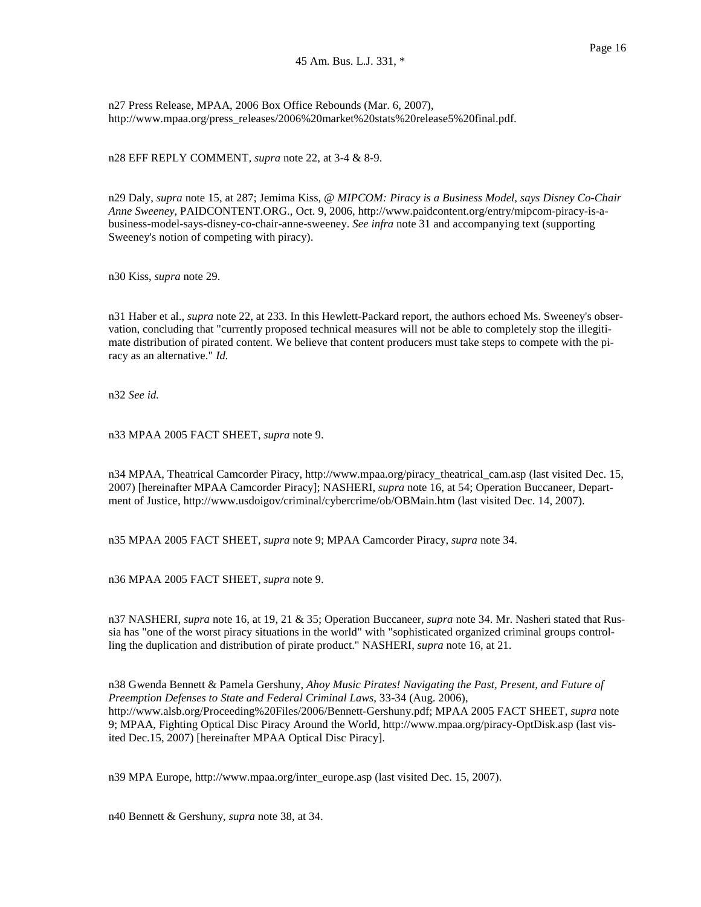n27 Press Release, MPAA, 2006 Box Office Rebounds (Mar. 6, 2007), http://www.mpaa.org/press_releases/2006%20market%20stats%20release5%20final.pdf.

n28 EFF REPLY COMMENT, *supra* note 22, at 3-4 & 8-9.

n29 Daly, *supra* note 15, at 287; Jemima Kiss, *@ MIPCOM: Piracy is a Business Model, says Disney Co-Chair Anne Sweeney*, PAIDCONTENT.ORG., Oct. 9, 2006, http://www.paidcontent.org/entry/mipcom-piracy-is-a-business-model-says-disney-co-chair-anne-sweeney. *See infra* note 31 and accompanying text (supporting Sweeney's notion of competing with piracy).

n30 Kiss, *supra* note 29.

n31 Haber et al., *supra* note 22, at 233. In this Hewlett-Packard report, the authors echoed Ms. Sweeney's observation, concluding that "currently proposed technical measures will not be able to completely stop the illegitimate distribution of pirated content. We believe that content producers must take steps to compete with the piracy as an alternative." *Id.*

n32 *See id.*

n33 MPAA 2005 FACT SHEET, *supra* note 9.

n34 MPAA, Theatrical Camcorder Piracy, http://www.mpaa.org/piracy_theatrical_cam.asp (last visited Dec. 15, 2007) [hereinafter MPAA Camcorder Piracy]; NASHERI, *supra* note 16, at 54; Operation Buccaneer, Department of Justice, http://www.usdoigov/criminal/cybercrime/ob/OBMain.htm (last visited Dec. 14, 2007).

n35 MPAA 2005 FACT SHEET, *supra* note 9; MPAA Camcorder Piracy, *supra* note 34.

n36 MPAA 2005 FACT SHEET, *supra* note 9.

n37 NASHERI, *supra* note 16, at 19, 21 & 35; Operation Buccaneer, *supra* note 34. Mr. Nasheri stated that Russia has "one of the worst piracy situations in the world" with "sophisticated organized criminal groups controlling the duplication and distribution of pirate product." NASHERI, *supra* note 16, at 21.

n38 Gwenda Bennett & Pamela Gershuny, *Ahoy Music Pirates! Navigating the Past, Present, and Future of Preemption Defenses to State and Federal Criminal Laws*, 33-34 (Aug. 2006), http://www.alsb.org/Proceeding%20Files/2006/Bennett-Gershuny.pdf; MPAA 2005 FACT SHEET, *supra* note 9; MPAA, Fighting Optical Disc Piracy Around the World, http://www.mpaa.org/piracy-OptDisk.asp (last visited Dec.15, 2007) [hereinafter MPAA Optical Disc Piracy].

n39 MPA Europe, http://www.mpaa.org/inter_europe.asp (last visited Dec. 15, 2007).

n40 Bennett & Gershuny, *supra* note 38, at 34.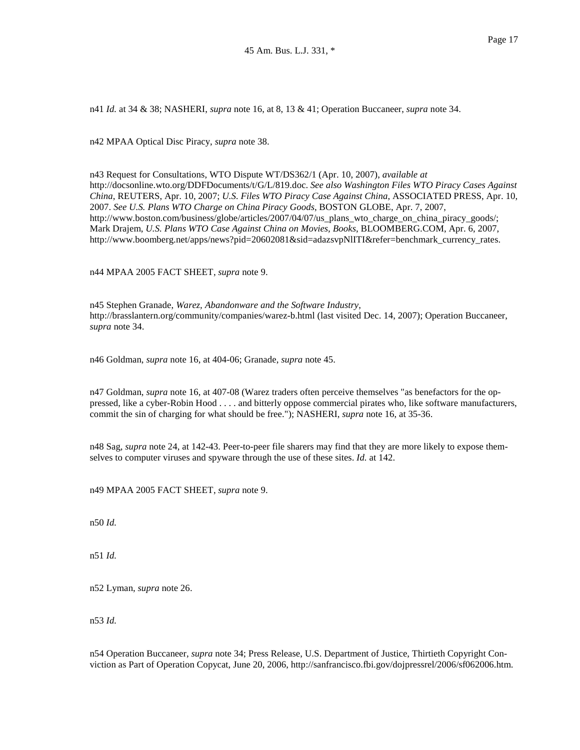n41 *Id.* at 34 & 38; NASHERI, *supra* note 16, at 8, 13 & 41; Operation Buccaneer, *supra* note 34.

n42 MPAA Optical Disc Piracy, *supra* note 38.

n43 Request for Consultations, WTO Dispute WT/DS362/1 (Apr. 10, 2007), *available at* http://docsonline.wto.org/DDFDocuments/t/G/L/819.doc. *See also Washington Files WTO Piracy Cases Against China*, REUTERS, Apr. 10, 2007; *U.S. Files WTO Piracy Case Against China*, ASSOCIATED PRESS, Apr. 10, 2007. *See U.S. Plans WTO Charge on China Piracy Goods*, BOSTON GLOBE, Apr. 7, 2007, http://www.boston.com/business/globe/articles/2007/04/07/us_plans_wto_charge_on_china_piracy_goods/; Mark Drajem, *U.S. Plans WTO Case Against China on Movies, Books*, BLOOMBERG.COM, Apr. 6, 2007, http://www.boomberg.net/apps/news?pid=20602081&sid=adazsvpNlITI&refer=benchmark_currency_rates.

n44 MPAA 2005 FACT SHEET, *supra* note 9.

n45 Stephen Granade, *Warez, Abandonware and the Software Industry*, http://brasslantern.org/community/companies/warez-b.html (last visited Dec. 14, 2007); Operation Buccaneer, *supra* note 34.

n46 Goldman, *supra* note 16, at 404-06; Granade, *supra* note 45.

n47 Goldman, *supra* note 16, at 407-08 (Warez traders often perceive themselves "as benefactors for the oppressed, like a cyber-Robin Hood . . . . and bitterly oppose commercial pirates who, like software manufacturers, commit the sin of charging for what should be free."); NASHERI, *supra* note 16, at 35-36.

n48 Sag, *supra* note 24, at 142-43. Peer-to-peer file sharers may find that they are more likely to expose themselves to computer viruses and spyware through the use of these sites. *Id.* at 142.

n49 MPAA 2005 FACT SHEET, *supra* note 9.

n50 *Id.*

n51 *Id.*

n52 Lyman, *supra* note 26.

n53 *Id.*

n54 Operation Buccaneer, *supra* note 34; Press Release, U.S. Department of Justice, Thirtieth Copyright Conviction as Part of Operation Copycat, June 20, 2006, http://sanfrancisco.fbi.gov/dojpressrel/2006/sf062006.htm.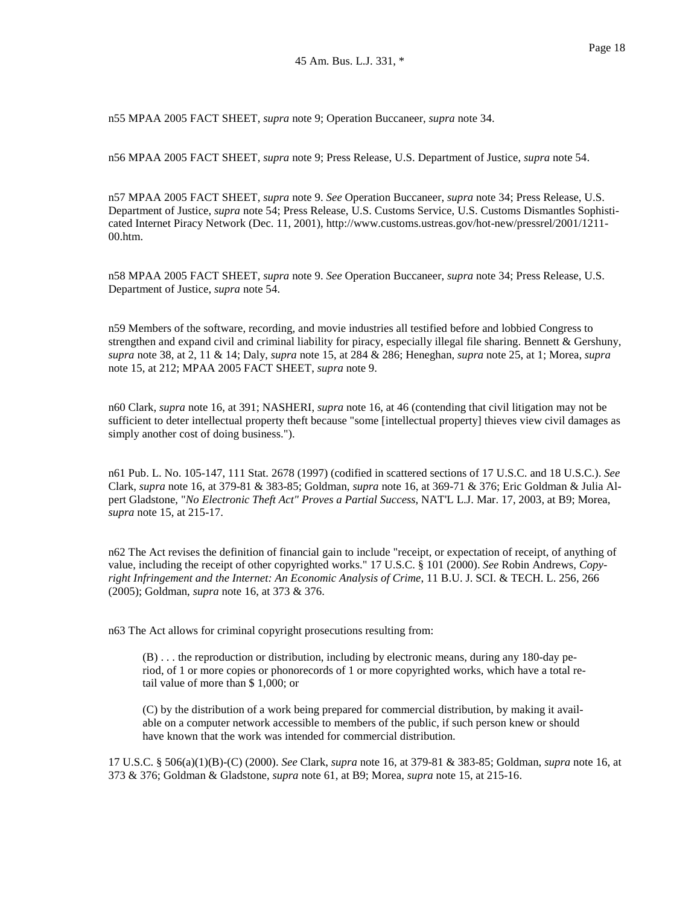n55 MPAA 2005 FACT SHEET, *supra* note 9; Operation Buccaneer, *supra* note 34.

n56 MPAA 2005 FACT SHEET, *supra* note 9; Press Release, U.S. Department of Justice, *supra* note 54.

n57 MPAA 2005 FACT SHEET, *supra* note 9. *See* Operation Buccaneer, *supra* note 34; Press Release, U.S. Department of Justice, *supra* note 54; Press Release, U.S. Customs Service, U.S. Customs Dismantles Sophisticated Internet Piracy Network (Dec. 11, 2001), http://www.customs.ustreas.gov/hot-new/pressrel/2001/1211-00.htm.

n58 MPAA 2005 FACT SHEET, *supra* note 9. *See* Operation Buccaneer, *supra* note 34; Press Release, U.S. Department of Justice, *supra* note 54.

n59 Members of the software, recording, and movie industries all testified before and lobbied Congress to strengthen and expand civil and criminal liability for piracy, especially illegal file sharing. Bennett & Gershuny, *supra* note 38, at 2, 11 & 14; Daly, *supra* note 15, at 284 & 286; Heneghan, *supra* note 25, at 1; Morea, *supra* note 15, at 212; MPAA 2005 FACT SHEET, *supra* note 9.

n60 Clark, *supra* note 16, at 391; NASHERI, *supra* note 16, at 46 (contending that civil litigation may not be sufficient to deter intellectual property theft because "some [intellectual property] thieves view civil damages as simply another cost of doing business.").

n61 Pub. L. No. 105-147, 111 Stat. 2678 (1997) (codified in scattered sections of 17 U.S.C. and 18 U.S.C.). *See* Clark, *supra* note 16, at 379-81 & 383-85; Goldman, *supra* note 16, at 369-71 & 376; Eric Goldman & Julia Alpert Gladstone, "*No Electronic Theft Act" Proves a Partial Success*, NAT'L L.J. Mar. 17, 2003, at B9; Morea, *supra* note 15, at 215-17.

n62 The Act revises the definition of financial gain to include "receipt, or expectation of receipt, of anything of value, including the receipt of other copyrighted works." 17 U.S.C. § 101 (2000). *See* Robin Andrews, *Copyright Infringement and the Internet: An Economic Analysis of Crime*, 11 B.U. J. SCI. & TECH. L. 256, 266 (2005); Goldman, *supra* note 16, at 373 & 376.

n63 The Act allows for criminal copyright prosecutions resulting from:

> (B) . . . the reproduction or distribution, including by electronic means, during any 180-day period, of 1 or more copies or phonorecords of 1 or more copyrighted works, which have a total retail value of more than $ 1,000; or
>
> (C) by the distribution of a work being prepared for commercial distribution, by making it available on a computer network accessible to members of the public, if such person knew or should have known that the work was intended for commercial distribution.

17 U.S.C. § 506(a)(1)(B)-(C) (2000). *See* Clark, *supra* note 16, at 379-81 & 383-85; Goldman, *supra* note 16, at 373 & 376; Goldman & Gladstone, *supra* note 61, at B9; Morea, *supra* note 15, at 215-16.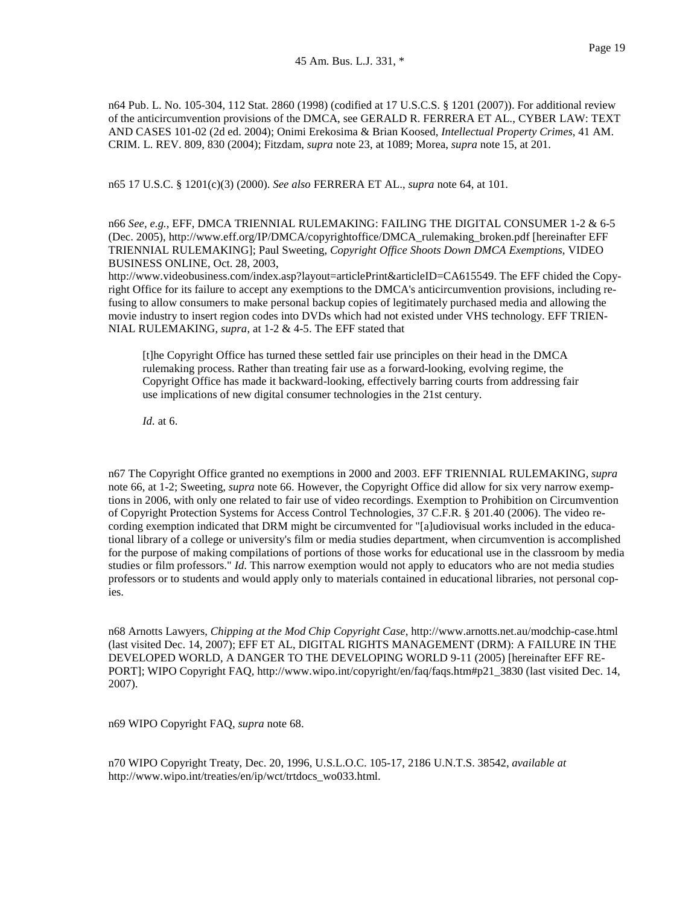n64 Pub. L. No. 105-304, 112 Stat. 2860 (1998) (codified at 17 U.S.C.S. § 1201 (2007)). For additional review of the anticircumvention provisions of the DMCA, see GERALD R. FERRERA ET AL., CYBER LAW: TEXT AND CASES 101-02 (2d ed. 2004); Onimi Erekosima & Brian Koosed, *Intellectual Property Crimes*, 41 AM. CRIM. L. REV. 809, 830 (2004); Fitzdam, *supra* note 23, at 1089; Morea, *supra* note 15, at 201.

n65 17 U.S.C. § 1201(c)(3) (2000). *See also* FERRERA ET AL., *supra* note 64, at 101.

n66 *See, e.g.*, EFF, DMCA TRIENNIAL RULEMAKING: FAILING THE DIGITAL CONSUMER 1-2 & 6-5 (Dec. 2005), http://www.eff.org/IP/DMCA/copyrightoffice/DMCA_rulemaking_broken.pdf [hereinafter EFF TRIENNIAL RULEMAKING]; Paul Sweeting, *Copyright Office Shoots Down DMCA Exemptions*, VIDEO BUSINESS ONLINE, Oct. 28, 2003, http://www.videobusiness.com/index.asp?layout=articlePrint&articleID=CA615549. The EFF chided the Copyright Office for its failure to accept any exemptions to the DMCA's anticircumvention provisions, including refusing to allow consumers to make personal backup copies of legitimately purchased media and allowing the movie industry to insert region codes into DVDs which had not existed under VHS technology. EFF TRIENNIAL RULEMAKING, *supra*, at 1-2 & 4-5. The EFF stated that

> [t]he Copyright Office has turned these settled fair use principles on their head in the DMCA rulemaking process. Rather than treating fair use as a forward-looking, evolving regime, the Copyright Office has made it backward-looking, effectively barring courts from addressing fair use implications of new digital consumer technologies in the 21st century.
>
> *Id.* at 6.

n67 The Copyright Office granted no exemptions in 2000 and 2003. EFF TRIENNIAL RULEMAKING, *supra* note 66, at 1-2; Sweeting, *supra* note 66. However, the Copyright Office did allow for six very narrow exemptions in 2006, with only one related to fair use of video recordings. Exemption to Prohibition on Circumvention of Copyright Protection Systems for Access Control Technologies, 37 C.F.R. § 201.40 (2006). The video recording exemption indicated that DRM might be circumvented for "[a]udiovisual works included in the educational library of a college or university's film or media studies department, when circumvention is accomplished for the purpose of making compilations of portions of those works for educational use in the classroom by media studies or film professors." *Id.* This narrow exemption would not apply to educators who are not media studies professors or to students and would apply only to materials contained in educational libraries, not personal copies.

n68 Arnotts Lawyers, *Chipping at the Mod Chip Copyright Case*, http://www.arnotts.net.au/modchip-case.html (last visited Dec. 14, 2007); EFF ET AL, DIGITAL RIGHTS MANAGEMENT (DRM): A FAILURE IN THE DEVELOPED WORLD, A DANGER TO THE DEVELOPING WORLD 9-11 (2005) [hereinafter EFF REPORT]; WIPO Copyright FAQ, http://www.wipo.int/copyright/en/faq/faqs.htm#p21_3830 (last visited Dec. 14, 2007).

n69 WIPO Copyright FAQ, *supra* note 68.

n70 WIPO Copyright Treaty, Dec. 20, 1996, U.S.L.O.C. 105-17, 2186 U.N.T.S. 38542, *available at* http://www.wipo.int/treaties/en/ip/wct/trtdocs_wo033.html.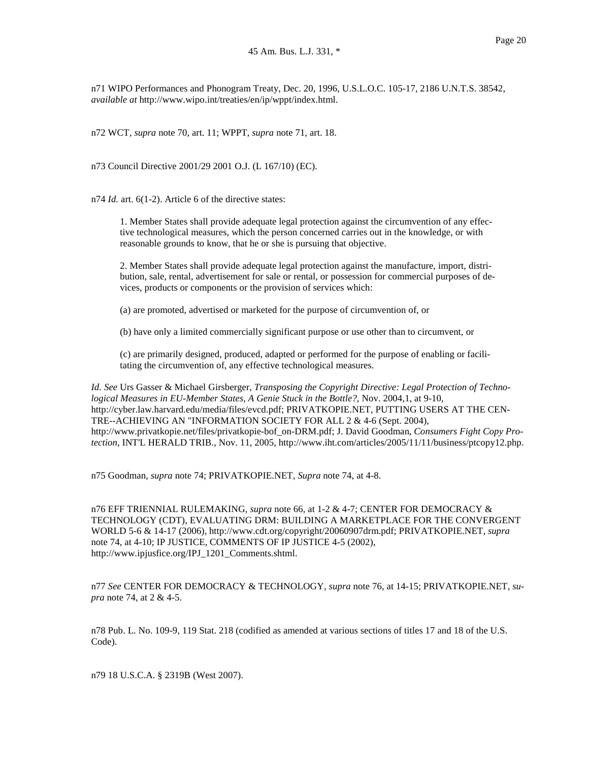n71 WIPO Performances and Phonogram Treaty, Dec. 20, 1996, U.S.L.O.C. 105-17, 2186 U.N.T.S. 38542, *available at* http://www.wipo.int/treaties/en/ip/wppt/index.html.

n72 WCT, *supra* note 70, art. 11; WPPT, *supra* note 71, art. 18.

n73 Council Directive 2001/29 2001 O.J. (L 167/10) (EC).

n74 *Id.* art. 6(1-2). Article 6 of the directive states:

> 1. Member States shall provide adequate legal protection against the circumvention of any effective technological measures, which the person concerned carries out in the knowledge, or with reasonable grounds to know, that he or she is pursuing that objective.
>
> 2. Member States shall provide adequate legal protection against the manufacture, import, distribution, sale, rental, advertisement for sale or rental, or possession for commercial purposes of devices, products or components or the provision of services which:
>
> (a) are promoted, advertised or marketed for the purpose of circumvention of, or
>
> (b) have only a limited commercially significant purpose or use other than to circumvent, or
>
> (c) are primarily designed, produced, adapted or performed for the purpose of enabling or facilitating the circumvention of, any effective technological measures.

*Id. See* Urs Gasser & Michael Girsberger, *Transposing the Copyright Directive: Legal Protection of Technological Measures in EU-Member States, A Genie Stuck in the Bottle?*, Nov. 2004,1, at 9-10, http://cyber.law.harvard.edu/media/files/evcd.pdf; PRIVATKOPIE.NET, PUTTING USERS AT THE CENTRE--ACHIEVING AN "INFORMATION SOCIETY FOR ALL 2 & 4-6 (Sept. 2004), http://www.privatkopie.net/files/privatkopie-bof_on-DRM.pdf; J. David Goodman, *Consumers Fight Copy Protection*, INT'L HERALD TRIB., Nov. 11, 2005, http://www.iht.com/articles/2005/11/11/business/ptcopy12.php.

n75 Goodman, *supra* note 74; PRIVATKOPIE.NET, *Supra* note 74, at 4-8.

n76 EFF TRIENNIAL RULEMAKING, *supra* note 66, at 1-2 & 4-7; CENTER FOR DEMOCRACY & TECHNOLOGY (CDT), EVALUATING DRM: BUILDING A MARKETPLACE FOR THE CONVERGENT WORLD 5-6 & 14-17 (2006), http://www.cdt.org/copyright/20060907drm.pdf; PRIVATKOPIE.NET, *supra* note 74, at 4-10; IP JUSTICE, COMMENTS OF IP JUSTICE 4-5 (2002), http://www.ipjusfice.org/IPJ_1201_Comments.shtml.

n77 *See* CENTER FOR DEMOCRACY & TECHNOLOGY, *supra* note 76, at 14-15; PRIVATKOPIE.NET, *supra* note 74, at 2 & 4-5.

n78 Pub. L. No. 109-9, 119 Stat. 218 (codified as amended at various sections of titles 17 and 18 of the U.S. Code).

n79 18 U.S.C.A. § 2319B (West 2007).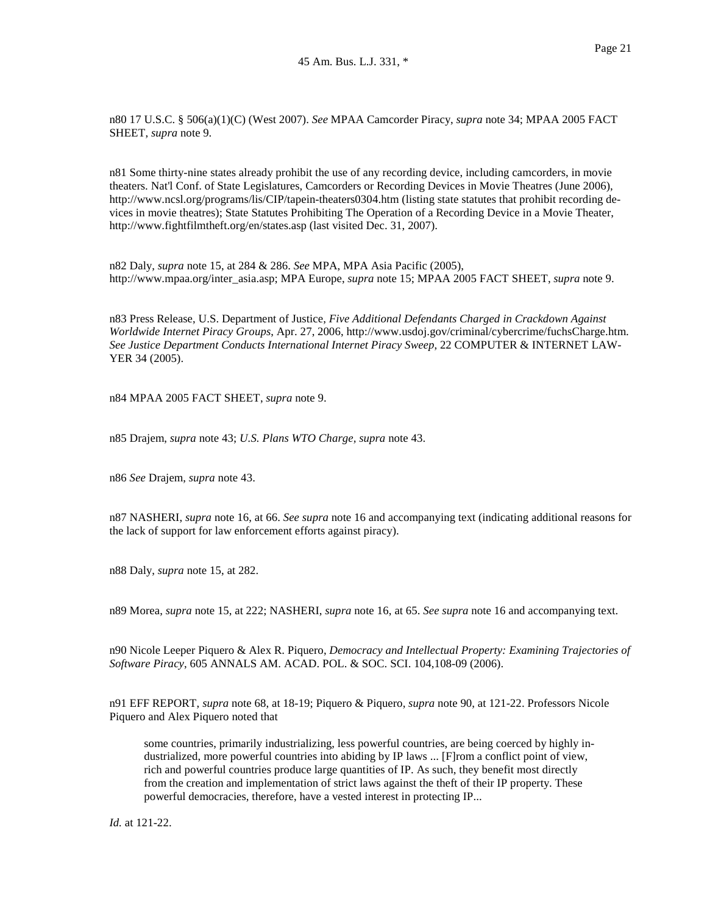n80 17 U.S.C. § 506(a)(1)(C) (West 2007). *See* MPAA Camcorder Piracy, *supra* note 34; MPAA 2005 FACT SHEET, *supra* note 9.

n81 Some thirty-nine states already prohibit the use of any recording device, including camcorders, in movie theaters. Nat'l Conf. of State Legislatures, Camcorders or Recording Devices in Movie Theatres (June 2006), http://www.ncsl.org/programs/lis/CIP/tapein-theaters0304.htm (listing state statutes that prohibit recording devices in movie theatres); State Statutes Prohibiting The Operation of a Recording Device in a Movie Theater, http://www.fightfilmtheft.org/en/states.asp (last visited Dec. 31, 2007).

n82 Daly, *supra* note 15, at 284 & 286. *See* MPA, MPA Asia Pacific (2005), http://www.mpaa.org/inter_asia.asp; MPA Europe, *supra* note 15; MPAA 2005 FACT SHEET, *supra* note 9.

n83 Press Release, U.S. Department of Justice, *Five Additional Defendants Charged in Crackdown Against Worldwide Internet Piracy Groups*, Apr. 27, 2006, http://www.usdoj.gov/criminal/cybercrime/fuchsCharge.htm. *See Justice Department Conducts International Internet Piracy Sweep*, 22 COMPUTER & INTERNET LAWYER 34 (2005).

n84 MPAA 2005 FACT SHEET, *supra* note 9.

n85 Drajem, *supra* note 43; *U.S. Plans WTO Charge*, *supra* note 43.

n86 *See* Drajem, *supra* note 43.

n87 NASHERI, *supra* note 16, at 66. *See supra* note 16 and accompanying text (indicating additional reasons for the lack of support for law enforcement efforts against piracy).

n88 Daly, *supra* note 15, at 282.

n89 Morea, *supra* note 15, at 222; NASHERI, *supra* note 16, at 65. *See supra* note 16 and accompanying text.

n90 Nicole Leeper Piquero & Alex R. Piquero, *Democracy and Intellectual Property: Examining Trajectories of Software Piracy*, 605 ANNALS AM. ACAD. POL. & SOC. SCI. 104,108-09 (2006).

n91 EFF REPORT, *supra* note 68, at 18-19; Piquero & Piquero, *supra* note 90, at 121-22. Professors Nicole Piquero and Alex Piquero noted that

> some countries, primarily industrializing, less powerful countries, are being coerced by highly industrialized, more powerful countries into abiding by IP laws ... [F]rom a conflict point of view, rich and powerful countries produce large quantities of IP. As such, they benefit most directly from the creation and implementation of strict laws against the theft of their IP property. These powerful democracies, therefore, have a vested interest in protecting IP...

*Id.* at 121-22.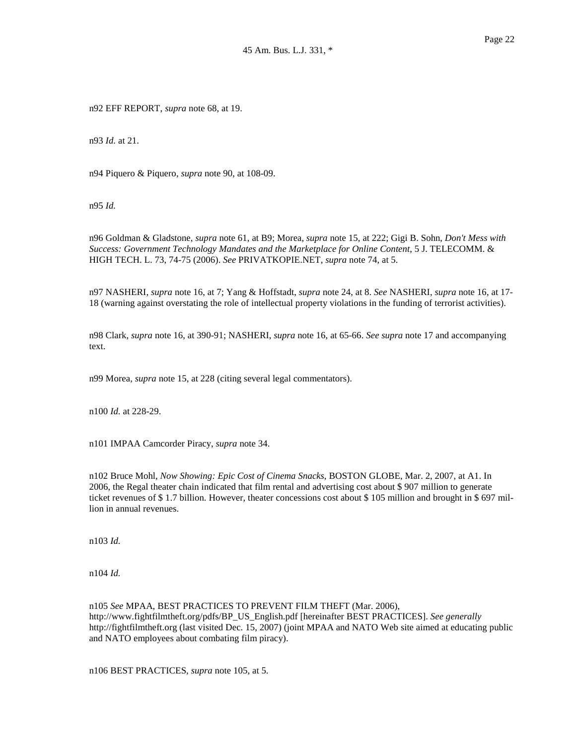n92 EFF REPORT, *supra* note 68, at 19.

n93 *Id.* at 21.

n94 Piquero & Piquero, *supra* note 90, at 108-09.

n95 *Id.*

n96 Goldman & Gladstone, *supra* note 61, at B9; Morea, *supra* note 15, at 222; Gigi B. Sohn, *Don't Mess with Success: Government Technology Mandates and the Marketplace for Online Content*, 5 J. TELECOMM. & HIGH TECH. L. 73, 74-75 (2006). *See* PRIVATKOPIE.NET, *supra* note 74, at 5.

n97 NASHERI, *supra* note 16, at 7; Yang & Hoffstadt, *supra* note 24, at 8. *See* NASHERI, *supra* note 16, at 17-18 (warning against overstating the role of intellectual property violations in the funding of terrorist activities).

n98 Clark, *supra* note 16, at 390-91; NASHERI, *supra* note 16, at 65-66. *See supra* note 17 and accompanying text.

n99 Morea, *supra* note 15, at 228 (citing several legal commentators).

n100 *Id.* at 228-29.

n101 IMPAA Camcorder Piracy, *supra* note 34.

n102 Bruce Mohl, *Now Showing: Epic Cost of Cinema Snacks*, BOSTON GLOBE, Mar. 2, 2007, at A1. In 2006, the Regal theater chain indicated that film rental and advertising cost about $ 907 million to generate ticket revenues of $ 1.7 billion. However, theater concessions cost about $ 105 million and brought in $ 697 million in annual revenues.

n103 *Id.*

n104 *Id.*

n105 *See* MPAA, BEST PRACTICES TO PREVENT FILM THEFT (Mar. 2006), http://www.fightfilmtheft.org/pdfs/BP_US_English.pdf [hereinafter BEST PRACTICES]. *See generally* http://fightfilmtheft.org (last visited Dec. 15, 2007) (joint MPAA and NATO Web site aimed at educating public and NATO employees about combating film piracy).

n106 BEST PRACTICES, *supra* note 105, at 5.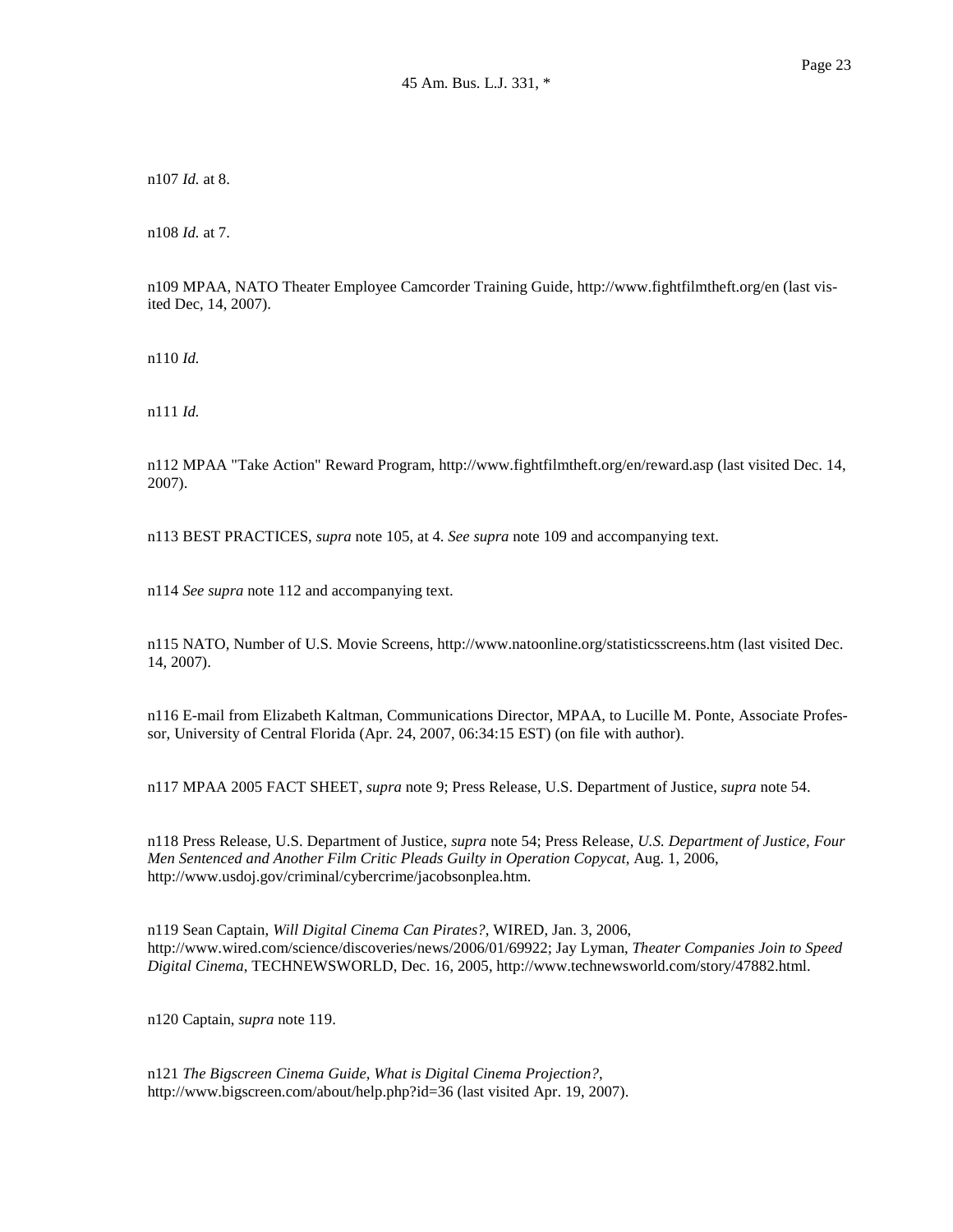n107 *Id.* at 8.

n108 *Id.* at 7.

n109 MPAA, NATO Theater Employee Camcorder Training Guide, http://www.fightfilmtheft.org/en (last visited Dec, 14, 2007).

n110 *Id.*

n111 *Id.*

n112 MPAA "Take Action" Reward Program, http://www.fightfilmtheft.org/en/reward.asp (last visited Dec. 14, 2007).

n113 BEST PRACTICES, *supra* note 105, at 4. *See supra* note 109 and accompanying text.

n114 *See supra* note 112 and accompanying text.

n115 NATO, Number of U.S. Movie Screens, http://www.natoonline.org/statisticsscreens.htm (last visited Dec. 14, 2007).

n116 E-mail from Elizabeth Kaltman, Communications Director, MPAA, to Lucille M. Ponte, Associate Professor, University of Central Florida (Apr. 24, 2007, 06:34:15 EST) (on file with author).

n117 MPAA 2005 FACT SHEET, *supra* note 9; Press Release, U.S. Department of Justice, *supra* note 54.

n118 Press Release, U.S. Department of Justice, *supra* note 54; Press Release, *U.S. Department of Justice, Four Men Sentenced and Another Film Critic Pleads Guilty in Operation Copycat*, Aug. 1, 2006, http://www.usdoj.gov/criminal/cybercrime/jacobsonplea.htm.

n119 Sean Captain, *Will Digital Cinema Can Pirates?*, WIRED, Jan. 3, 2006, http://www.wired.com/science/discoveries/news/2006/01/69922; Jay Lyman, *Theater Companies Join to Speed Digital Cinema*, TECHNEWSWORLD, Dec. 16, 2005, http://www.technewsworld.com/story/47882.html.

n120 Captain, *supra* note 119.

n121 *The Bigscreen Cinema Guide, What is Digital Cinema Projection?*, http://www.bigscreen.com/about/help.php?id=36 (last visited Apr. 19, 2007).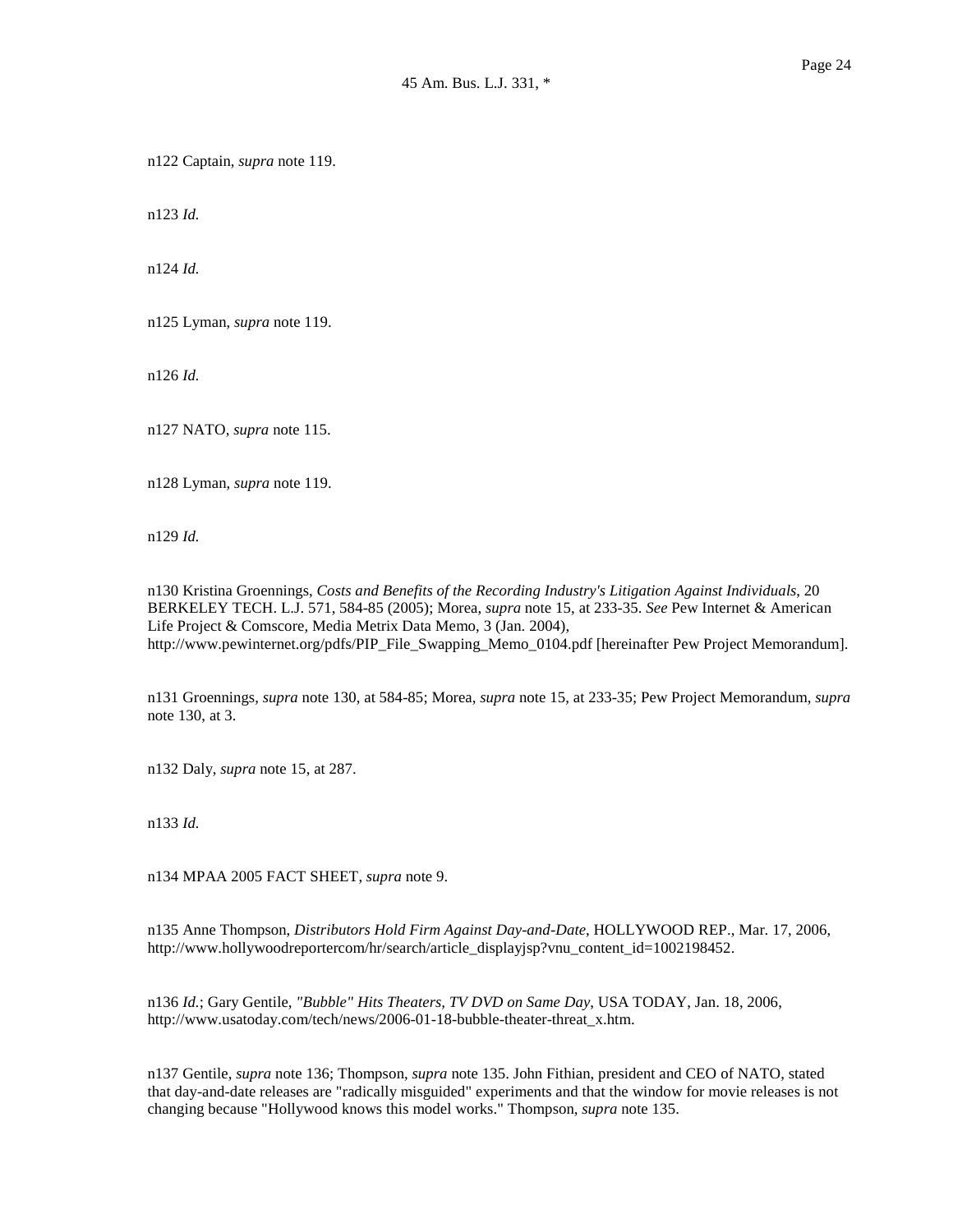n122 Captain, *supra* note 119.

n123 *Id.*

n124 *Id.*

n125 Lyman, *supra* note 119.

n126 *Id.*

n127 NATO, *supra* note 115.

n128 Lyman, *supra* note 119.

n129 *Id.*

n130 Kristina Groennings, *Costs and Benefits of the Recording Industry's Litigation Against Individuals*, 20 BERKELEY TECH. L.J. 571, 584-85 (2005); Morea, *supra* note 15, at 233-35. *See* Pew Internet & American Life Project & Comscore, Media Metrix Data Memo, 3 (Jan. 2004), http://www.pewinternet.org/pdfs/PIP_File_Swapping_Memo_0104.pdf [hereinafter Pew Project Memorandum].

n131 Groennings, *supra* note 130, at 584-85; Morea, *supra* note 15, at 233-35; Pew Project Memorandum, *supra* note 130, at 3.

n132 Daly, *supra* note 15, at 287.

n133 *Id.*

n134 MPAA 2005 FACT SHEET, *supra* note 9.

n135 Anne Thompson, *Distributors Hold Firm Against Day-and-Date*, HOLLYWOOD REP., Mar. 17, 2006, http://www.hollywoodreportercom/hr/search/article_displayjsp?vnu_content_id=1002198452.

n136 *Id.*; Gary Gentile, *"Bubble" Hits Theaters, TV DVD on Same Day*, USA TODAY, Jan. 18, 2006, http://www.usatoday.com/tech/news/2006-01-18-bubble-theater-threat_x.htm.

n137 Gentile, *supra* note 136; Thompson, *supra* note 135. John Fithian, president and CEO of NATO, stated that day-and-date releases are "radically misguided" experiments and that the window for movie releases is not changing because "Hollywood knows this model works." Thompson, *supra* note 135.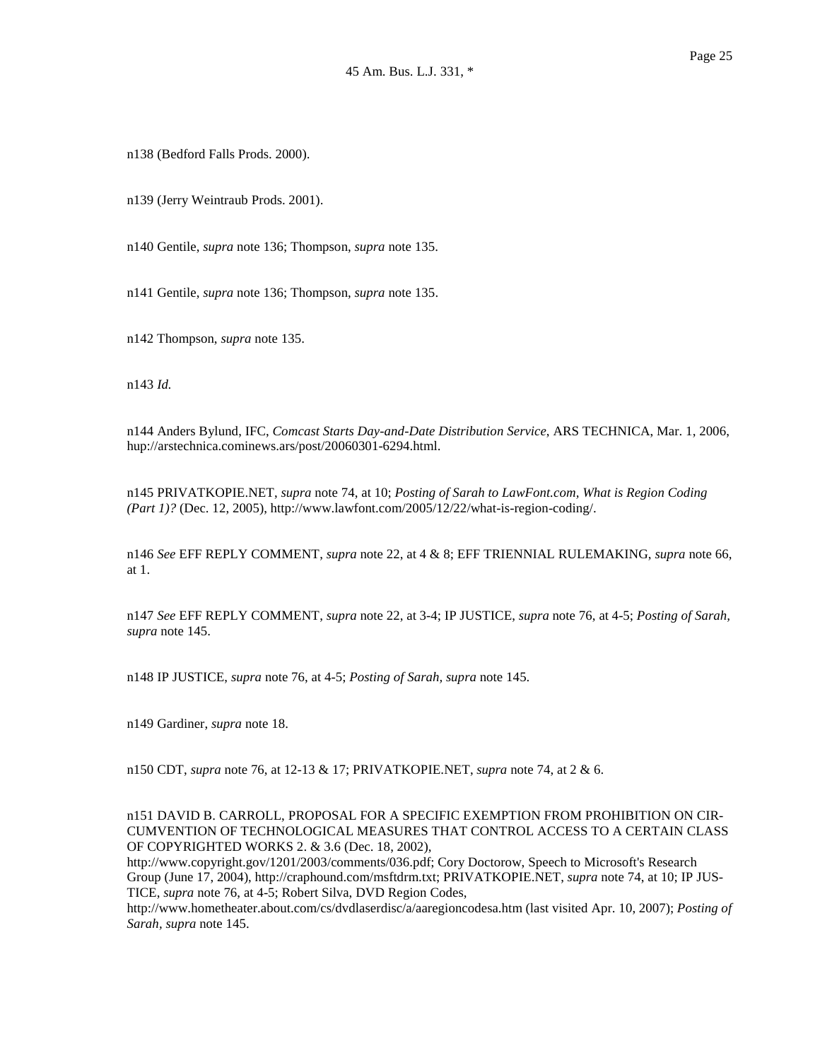n138 (Bedford Falls Prods. 2000).

n139 (Jerry Weintraub Prods. 2001).

n140 Gentile, *supra* note 136; Thompson, *supra* note 135.

n141 Gentile, *supra* note 136; Thompson, *supra* note 135.

n142 Thompson, *supra* note 135.

n143 *Id.*

n144 Anders Bylund, IFC, *Comcast Starts Day-and-Date Distribution Service*, ARS TECHNICA, Mar. 1, 2006, hup://arstechnica.cominews.ars/post/20060301-6294.html.

n145 PRIVATKOPIE.NET, *supra* note 74, at 10; *Posting of Sarah to LawFont.com, What is Region Coding (Part 1)?* (Dec. 12, 2005), http://www.lawfont.com/2005/12/22/what-is-region-coding/.

n146 *See* EFF REPLY COMMENT, *supra* note 22, at 4 & 8; EFF TRIENNIAL RULEMAKING, *supra* note 66, at 1.

n147 *See* EFF REPLY COMMENT, *supra* note 22, at 3-4; IP JUSTICE, *supra* note 76, at 4-5; *Posting of Sarah, supra* note 145.

n148 IP JUSTICE, *supra* note 76, at 4-5; *Posting of Sarah, supra* note 145.

n149 Gardiner, *supra* note 18.

n150 CDT, *supra* note 76, at 12-13 & 17; PRIVATKOPIE.NET, *supra* note 74, at 2 & 6.

n151 DAVID B. CARROLL, PROPOSAL FOR A SPECIFIC EXEMPTION FROM PROHIBITION ON CIRCUMVENTION OF TECHNOLOGICAL MEASURES THAT CONTROL ACCESS TO A CERTAIN CLASS OF COPYRIGHTED WORKS 2. & 3.6 (Dec. 18, 2002), http://www.copyright.gov/1201/2003/comments/036.pdf; Cory Doctorow, Speech to Microsoft's Research Group (June 17, 2004), http://craphound.com/msftdrm.txt; PRIVATKOPIE.NET, *supra* note 74, at 10; IP JUSTICE, *supra* note 76, at 4-5; Robert Silva, DVD Region Codes, http://www.hometheater.about.com/cs/dvdlaserdisc/a/aaregioncodesa.htm (last visited Apr. 10, 2007); *Posting of Sarah, supra* note 145.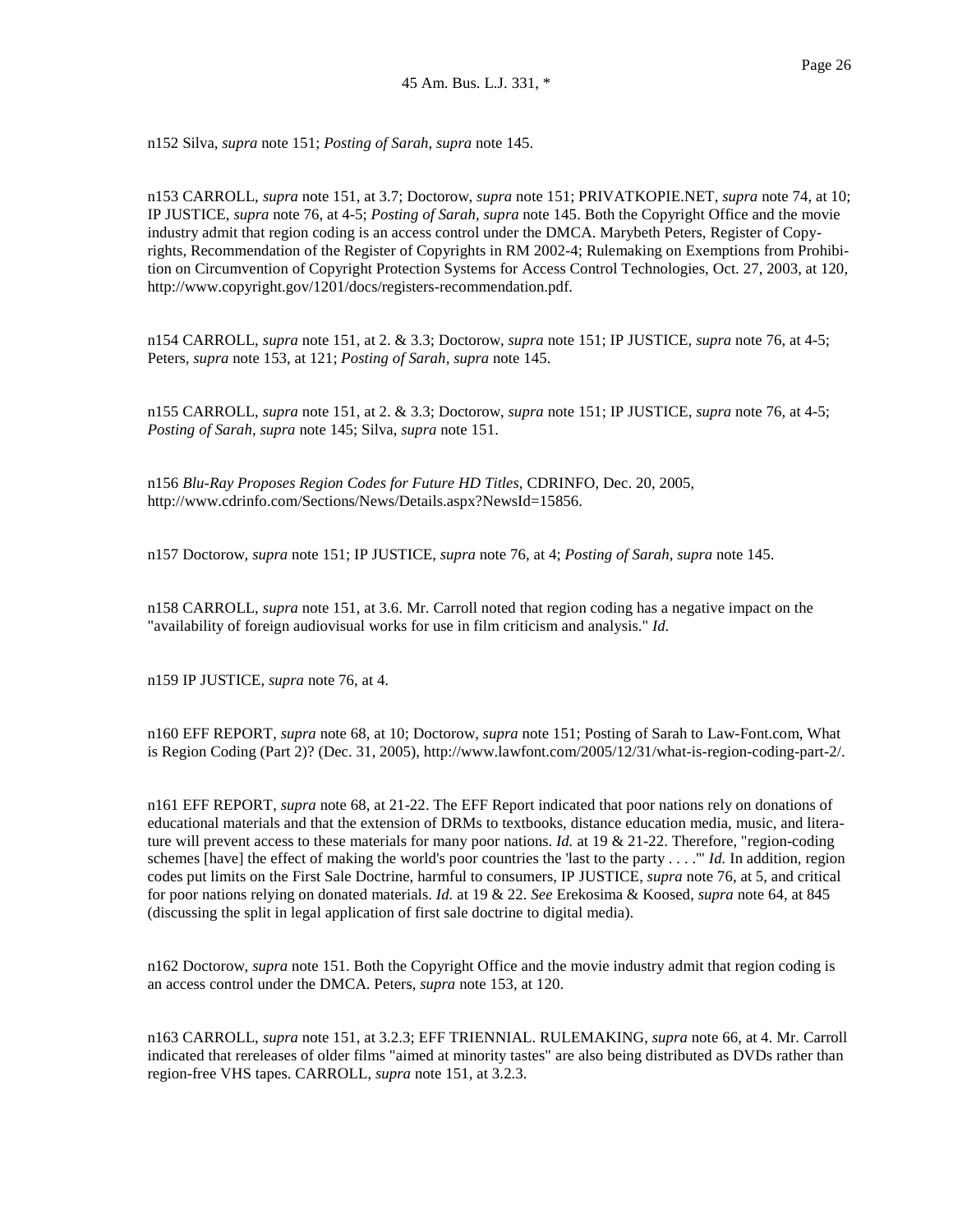n152 Silva, *supra* note 151; *Posting of Sarah, supra* note 145.

n153 CARROLL, *supra* note 151, at 3.7; Doctorow, *supra* note 151; PRIVATKOPIE.NET, *supra* note 74, at 10; IP JUSTICE, *supra* note 76, at 4-5; *Posting of Sarah, supra* note 145. Both the Copyright Office and the movie industry admit that region coding is an access control under the DMCA. Marybeth Peters, Register of Copyrights, Recommendation of the Register of Copyrights in RM 2002-4; Rulemaking on Exemptions from Prohibition on Circumvention of Copyright Protection Systems for Access Control Technologies, Oct. 27, 2003, at 120, http://www.copyright.gov/1201/docs/registers-recommendation.pdf.

n154 CARROLL, *supra* note 151, at 2. & 3.3; Doctorow, *supra* note 151; IP JUSTICE, *supra* note 76, at 4-5; Peters, *supra* note 153, at 121; *Posting of Sarah, supra* note 145.

n155 CARROLL, *supra* note 151, at 2. & 3.3; Doctorow, *supra* note 151; IP JUSTICE, *supra* note 76, at 4-5; *Posting of Sarah, supra* note 145; Silva, *supra* note 151.

n156 *Blu-Ray Proposes Region Codes for Future HD Titles*, CDRINFO, Dec. 20, 2005, http://www.cdrinfo.com/Sections/News/Details.aspx?NewsId=15856.

n157 Doctorow, *supra* note 151; IP JUSTICE, *supra* note 76, at 4; *Posting of Sarah, supra* note 145.

n158 CARROLL, *supra* note 151, at 3.6. Mr. Carroll noted that region coding has a negative impact on the "availability of foreign audiovisual works for use in film criticism and analysis." *Id.*

n159 IP JUSTICE, *supra* note 76, at 4.

n160 EFF REPORT, *supra* note 68, at 10; Doctorow, *supra* note 151; Posting of Sarah to Law-Font.com, What is Region Coding (Part 2)? (Dec. 31, 2005), http://www.lawfont.com/2005/12/31/what-is-region-coding-part-2/.

n161 EFF REPORT, *supra* note 68, at 21-22. The EFF Report indicated that poor nations rely on donations of educational materials and that the extension of DRMs to textbooks, distance education media, music, and literature will prevent access to these materials for many poor nations. *Id.* at 19 & 21-22. Therefore, "region-coding schemes [have] the effect of making the world's poor countries the 'last to the party . . . .'" *Id.* In addition, region codes put limits on the First Sale Doctrine, harmful to consumers, IP JUSTICE, *supra* note 76, at 5, and critical for poor nations relying on donated materials. *Id.* at 19 & 22. *See* Erekosima & Koosed, *supra* note 64, at 845 (discussing the split in legal application of first sale doctrine to digital media).

n162 Doctorow, *supra* note 151. Both the Copyright Office and the movie industry admit that region coding is an access control under the DMCA. Peters, *supra* note 153, at 120.

n163 CARROLL, *supra* note 151, at 3.2.3; EFF TRIENNIAL. RULEMAKING, *supra* note 66, at 4. Mr. Carroll indicated that rereleases of older films "aimed at minority tastes" are also being distributed as DVDs rather than region-free VHS tapes. CARROLL, *supra* note 151, at 3.2.3.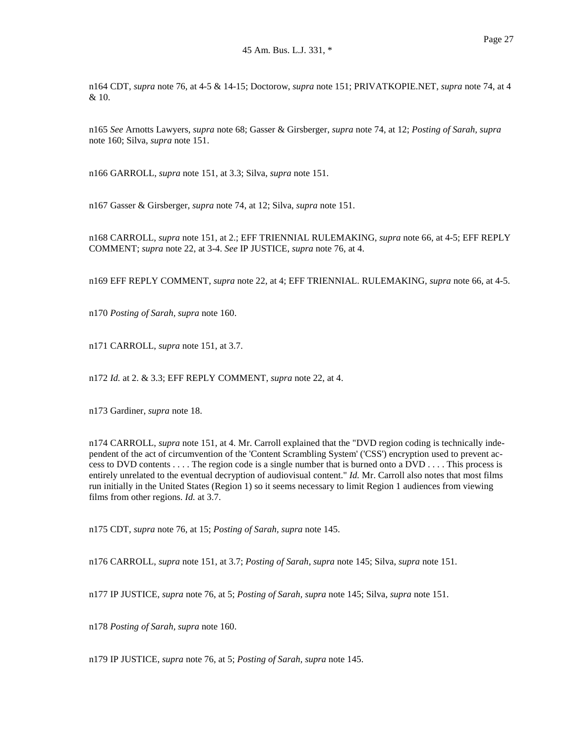n164 CDT, *supra* note 76, at 4-5 & 14-15; Doctorow, *supra* note 151; PRIVATKOPIE.NET, *supra* note 74, at 4 & 10.

n165 *See* Arnotts Lawyers, *supra* note 68; Gasser & Girsberger, *supra* note 74, at 12; *Posting of Sarah, supra* note 160; Silva, *supra* note 151.

n166 GARROLL, *supra* note 151, at 3.3; Silva, *supra* note 151.

n167 Gasser & Girsberger, *supra* note 74, at 12; Silva, *supra* note 151.

n168 CARROLL, *supra* note 151, at 2.; EFF TRIENNIAL RULEMAKING, *supra* note 66, at 4-5; EFF REPLY COMMENT; *supra* note 22, at 3-4. *See* IP JUSTICE, *supra* note 76, at 4.

n169 EFF REPLY COMMENT, *supra* note 22, at 4; EFF TRIENNIAL. RULEMAKING, *supra* note 66, at 4-5.

n170 *Posting of Sarah, supra* note 160.

n171 CARROLL, *supra* note 151, at 3.7.

n172 *Id.* at 2. & 3.3; EFF REPLY COMMENT, *supra* note 22, at 4.

n173 Gardiner, *supra* note 18.

n174 CARROLL, *supra* note 151, at 4. Mr. Carroll explained that the "DVD region coding is technically independent of the act of circumvention of the 'Content Scrambling System' ('CSS') encryption used to prevent access to DVD contents . . . . The region code is a single number that is burned onto a DVD . . . . This process is entirely unrelated to the eventual decryption of audiovisual content." *Id.* Mr. Carroll also notes that most films run initially in the United States (Region 1) so it seems necessary to limit Region 1 audiences from viewing films from other regions. *Id.* at 3.7.

n175 CDT, *supra* note 76, at 15; *Posting of Sarah, supra* note 145.

n176 CARROLL, *supra* note 151, at 3.7; *Posting of Sarah, supra* note 145; Silva, *supra* note 151.

n177 IP JUSTICE, *supra* note 76, at 5; *Posting of Sarah, supra* note 145; Silva, *supra* note 151.

n178 *Posting of Sarah, supra* note 160.

n179 IP JUSTICE, *supra* note 76, at 5; *Posting of Sarah, supra* note 145.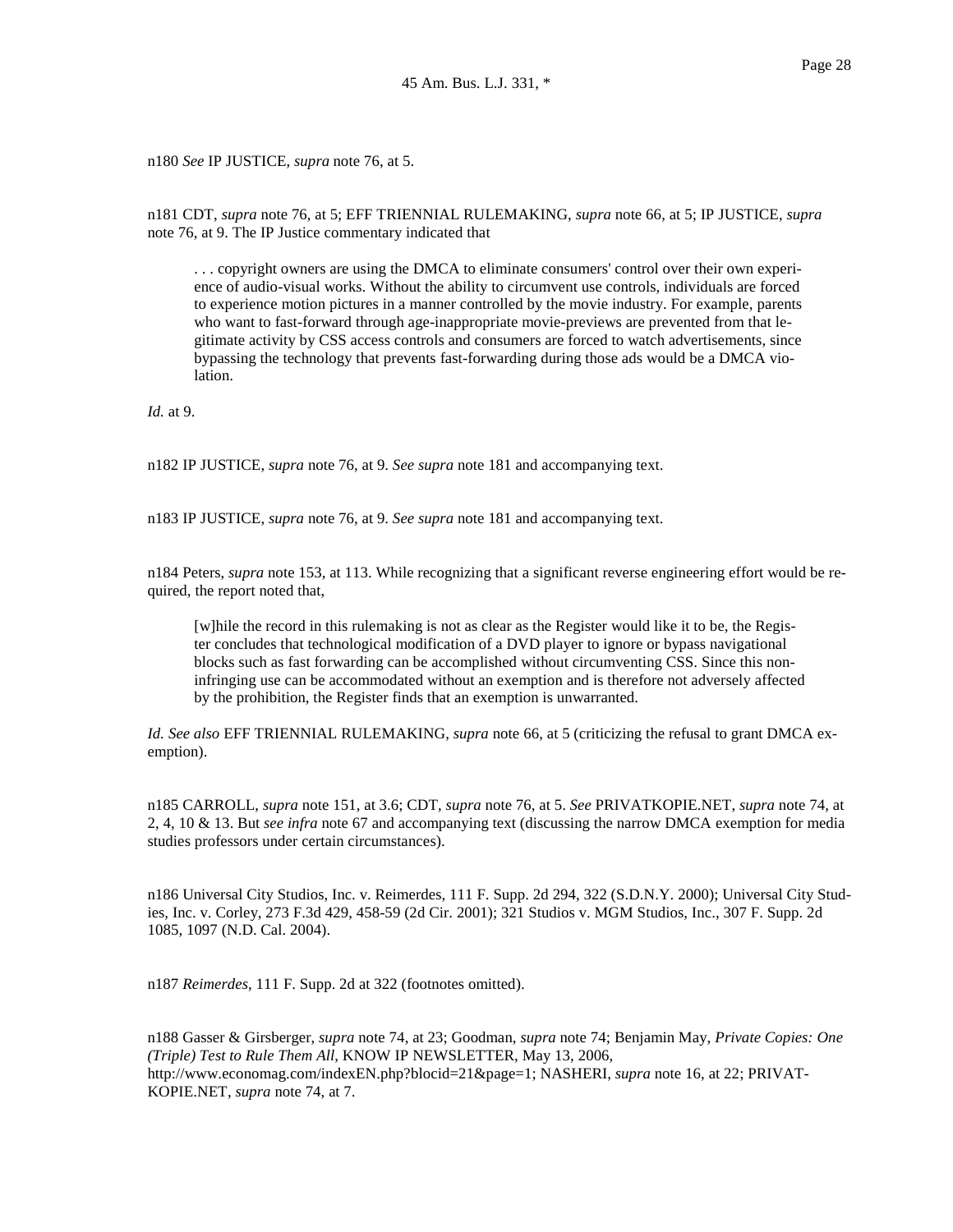n180 *See* IP JUSTICE, *supra* note 76, at 5.

n181 CDT, *supra* note 76, at 5; EFF TRIENNIAL RULEMAKING, *supra* note 66, at 5; IP JUSTICE, *supra* note 76, at 9. The IP Justice commentary indicated that

> . . . copyright owners are using the DMCA to eliminate consumers' control over their own experience of audio-visual works. Without the ability to circumvent use controls, individuals are forced to experience motion pictures in a manner controlled by the movie industry. For example, parents who want to fast-forward through age-inappropriate movie-previews are prevented from that legitimate activity by CSS access controls and consumers are forced to watch advertisements, since bypassing the technology that prevents fast-forwarding during those ads would be a DMCA violation.

*Id.* at 9.

n182 IP JUSTICE, *supra* note 76, at 9. *See supra* note 181 and accompanying text.

n183 IP JUSTICE, *supra* note 76, at 9. *See supra* note 181 and accompanying text.

n184 Peters, *supra* note 153, at 113. While recognizing that a significant reverse engineering effort would be required, the report noted that,

> [w]hile the record in this rulemaking is not as clear as the Register would like it to be, the Register concludes that technological modification of a DVD player to ignore or bypass navigational blocks such as fast forwarding can be accomplished without circumventing CSS. Since this non-infringing use can be accommodated without an exemption and is therefore not adversely affected by the prohibition, the Register finds that an exemption is unwarranted.

*Id. See also* EFF TRIENNIAL RULEMAKING, *supra* note 66, at 5 (criticizing the refusal to grant DMCA exemption).

n185 CARROLL, *supra* note 151, at 3.6; CDT, *supra* note 76, at 5. *See* PRIVATKOPIE.NET, *supra* note 74, at 2, 4, 10 & 13. But *see infra* note 67 and accompanying text (discussing the narrow DMCA exemption for media studies professors under certain circumstances).

n186 Universal City Studios, Inc. v. Reimerdes, 111 F. Supp. 2d 294, 322 (S.D.N.Y. 2000); Universal City Studies, Inc. v. Corley, 273 F.3d 429, 458-59 (2d Cir. 2001); 321 Studios v. MGM Studios, Inc., 307 F. Supp. 2d 1085, 1097 (N.D. Cal. 2004).

n187 *Reimerdes*, 111 F. Supp. 2d at 322 (footnotes omitted).

n188 Gasser & Girsberger, *supra* note 74, at 23; Goodman, *supra* note 74; Benjamin May, *Private Copies: One (Triple) Test to Rule Them All*, KNOW IP NEWSLETTER, May 13, 2006, http://www.economag.com/indexEN.php?blocid=21&page=1; NASHERI, *supra* note 16, at 22; PRIVATKOPIE.NET, *supra* note 74, at 7.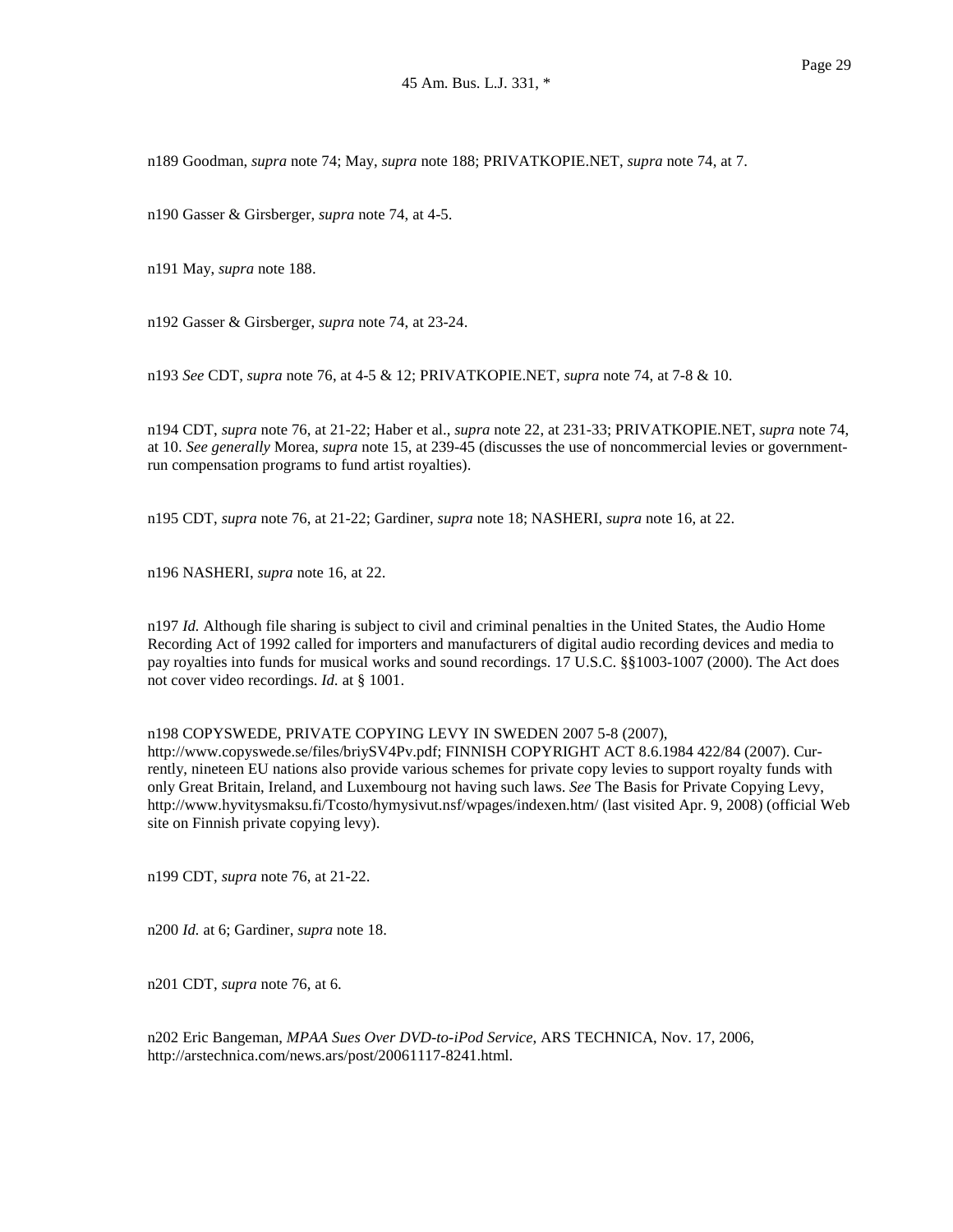n189 Goodman, *supra* note 74; May, *supra* note 188; PRIVATKOPIE.NET, *supra* note 74, at 7.

n190 Gasser & Girsberger, *supra* note 74, at 4-5.

n191 May, *supra* note 188.

n192 Gasser & Girsberger, *supra* note 74, at 23-24.

n193 *See* CDT, *supra* note 76, at 4-5 & 12; PRIVATKOPIE.NET, *supra* note 74, at 7-8 & 10.

n194 CDT, *supra* note 76, at 21-22; Haber et al., *supra* note 22, at 231-33; PRIVATKOPIE.NET, *supra* note 74, at 10. *See generally* Morea, *supra* note 15, at 239-45 (discusses the use of noncommercial levies or government-run compensation programs to fund artist royalties).

n195 CDT, *supra* note 76, at 21-22; Gardiner, *supra* note 18; NASHERI, *supra* note 16, at 22.

n196 NASHERI, *supra* note 16, at 22.

n197 *Id.* Although file sharing is subject to civil and criminal penalties in the United States, the Audio Home Recording Act of 1992 called for importers and manufacturers of digital audio recording devices and media to pay royalties into funds for musical works and sound recordings. 17 U.S.C. §§1003-1007 (2000). The Act does not cover video recordings. *Id.* at § 1001.

n198 COPYSWEDE, PRIVATE COPYING LEVY IN SWEDEN 2007 5-8 (2007), http://www.copyswede.se/files/briySV4Pv.pdf; FINNISH COPYRIGHT ACT 8.6.1984 422/84 (2007). Currently, nineteen EU nations also provide various schemes for private copy levies to support royalty funds with only Great Britain, Ireland, and Luxembourg not having such laws. *See* The Basis for Private Copying Levy, http://www.hyvitysmaksu.fi/Tcosto/hymysivut.nsf/wpages/indexen.htm/ (last visited Apr. 9, 2008) (official Web site on Finnish private copying levy).

n199 CDT, *supra* note 76, at 21-22.

n200 *Id.* at 6; Gardiner, *supra* note 18.

n201 CDT, *supra* note 76, at 6.

n202 Eric Bangeman, *MPAA Sues Over DVD-to-iPod Service*, ARS TECHNICA, Nov. 17, 2006, http://arstechnica.com/news.ars/post/20061117-8241.html.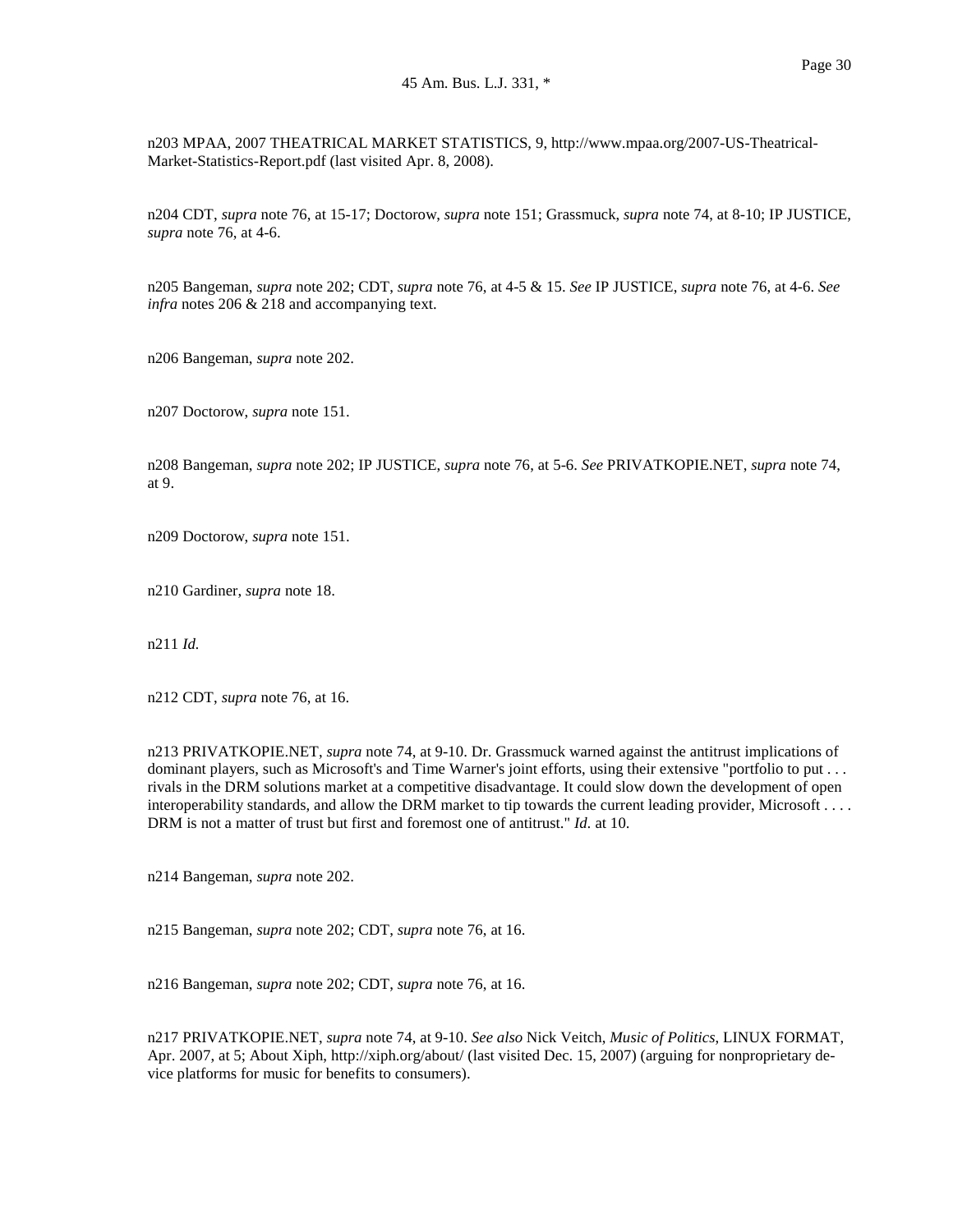n203 MPAA, 2007 THEATRICAL MARKET STATISTICS, 9, http://www.mpaa.org/2007-US-Theatrical-Market-Statistics-Report.pdf (last visited Apr. 8, 2008).

n204 CDT, *supra* note 76, at 15-17; Doctorow, *supra* note 151; Grassmuck, *supra* note 74, at 8-10; IP JUSTICE, *supra* note 76, at 4-6.

n205 Bangeman, *supra* note 202; CDT, *supra* note 76, at 4-5 & 15. *See* IP JUSTICE, *supra* note 76, at 4-6. *See infra* notes 206 & 218 and accompanying text.

n206 Bangeman, *supra* note 202.

n207 Doctorow, *supra* note 151.

n208 Bangeman, *supra* note 202; IP JUSTICE, *supra* note 76, at 5-6. *See* PRIVATKOPIE.NET, *supra* note 74, at 9.

n209 Doctorow, *supra* note 151.

n210 Gardiner, *supra* note 18.

n211 *Id.*

n212 CDT, *supra* note 76, at 16.

n213 PRIVATKOPIE.NET, *supra* note 74, at 9-10. Dr. Grassmuck warned against the antitrust implications of dominant players, such as Microsoft's and Time Warner's joint efforts, using their extensive "portfolio to put . . . rivals in the DRM solutions market at a competitive disadvantage. It could slow down the development of open interoperability standards, and allow the DRM market to tip towards the current leading provider, Microsoft . . . . DRM is not a matter of trust but first and foremost one of antitrust." *Id.* at 10.

n214 Bangeman, *supra* note 202.

n215 Bangeman, *supra* note 202; CDT, *supra* note 76, at 16.

n216 Bangeman, *supra* note 202; CDT, *supra* note 76, at 16.

n217 PRIVATKOPIE.NET, *supra* note 74, at 9-10. *See also* Nick Veitch, *Music of Politics*, LINUX FORMAT, Apr. 2007, at 5; About Xiph, http://xiph.org/about/ (last visited Dec. 15, 2007) (arguing for nonproprietary device platforms for music for benefits to consumers).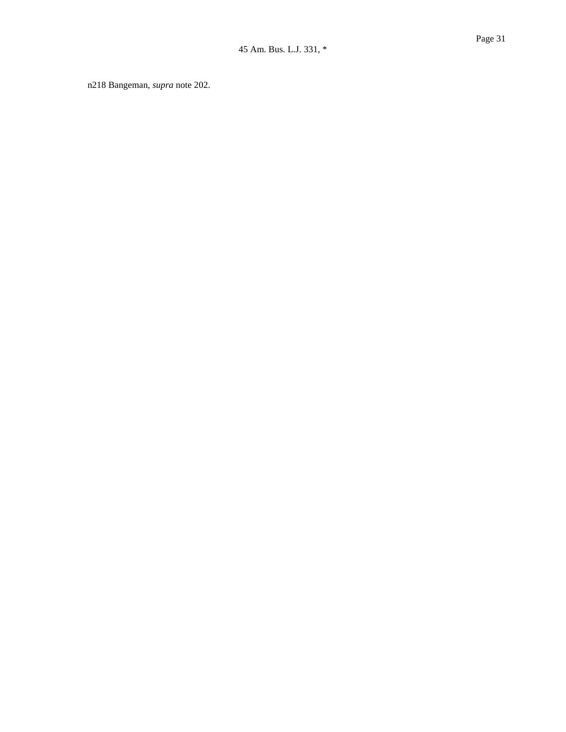n218 Bangeman, *supra* note 202.